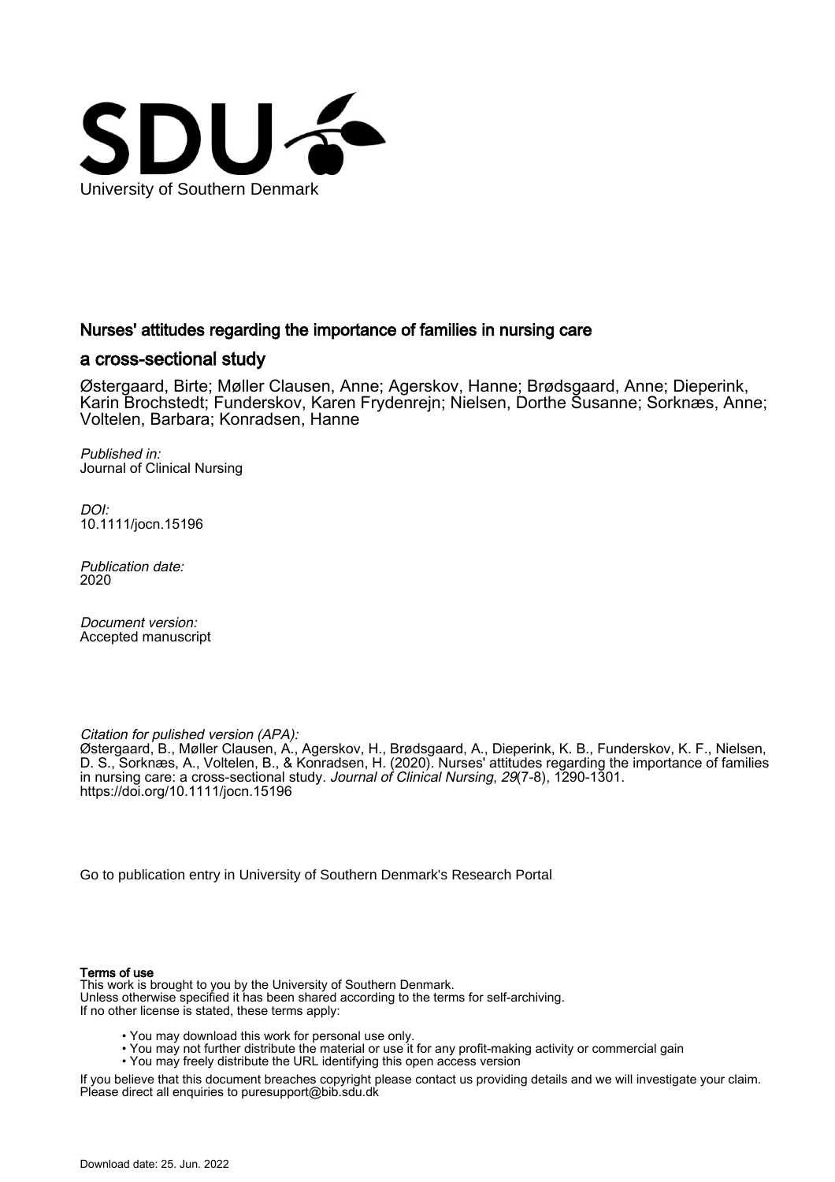University of Southern Denmark

# Nurses' attitudes regarding the importance of families in nursing care

## a cross-sectional study

Østergaard, Birte; Møller Clausen, Anne; Agerskov, Hanne; Brødsgaard, Anne; Dieperink, Karin Brochstedt; Funderskov, Karen Frydenrejn; Nielsen, Dorthe Susanne; Sorknæs, Anne; Voltelen, Barbara; Konradsen, Hanne

*Published in:*
Journal of Clinical Nursing

*DOI:*
10.1111/jocn.15196

*Publication date:*
2020

*Document version:*
Accepted manuscript

*Citation for pulished version (APA):*
Østergaard, B., Møller Clausen, A., Agerskov, H., Brødsgaard, A., Dieperink, K. B., Funderskov, K. F., Nielsen, D. S., Sorknæs, A., Voltelen, B., & Konradsen, H. (2020). Nurses' attitudes regarding the importance of families in nursing care: a cross-sectional study. *Journal of Clinical Nursing*, *29*(7-8), 1290-1301. https://doi.org/10.1111/jocn.15196

Go to publication entry in University of Southern Denmark's Research Portal

**Terms of use**
This work is brought to you by the University of Southern Denmark.
Unless otherwise specified it has been shared according to the terms for self-archiving.
If no other license is stated, these terms apply:

- You may download this work for personal use only.
- You may not further distribute the material or use it for any profit-making activity or commercial gain
- You may freely distribute the URL identifying this open access version

If you believe that this document breaches copyright please contact us providing details and we will investigate your claim.
Please direct all enquiries to puresupport@bib.sdu.dk

Download date: 25. Jun. 2022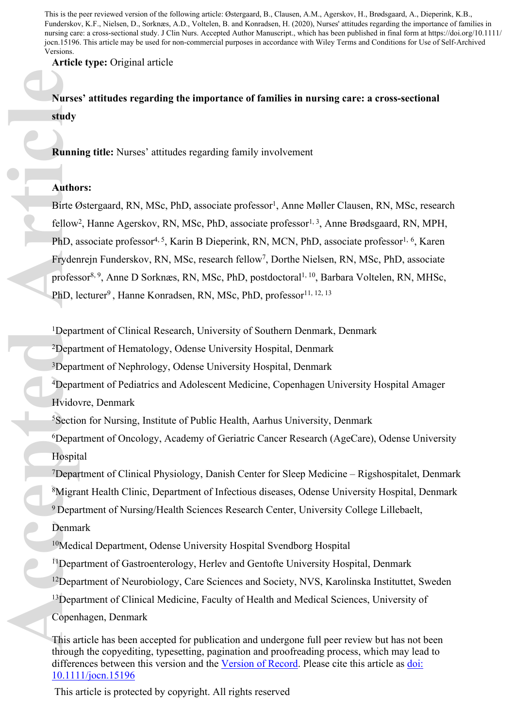This is the peer reviewed version of the following article: Østergaard, B., Clausen, A.M., Agerskov, H., Brødsgaard, A., Dieperink, K.B., Funderskov, K.F., Nielsen, D., Sorknæs, A.D., Voltelen, B. and Konradsen, H. (2020), Nurses' attitudes regarding the importance of families in nursing care: a cross-sectional study. J Clin Nurs. Accepted Author Manuscript., which has been published in final form at https://doi.org/10.1111/jocn.15196. This article may be used for non-commercial purposes in accordance with Wiley Terms and Conditions for Use of Self-Archived Versions.

**Article type:** Original article

# Nurses' attitudes regarding the importance of families in nursing care: a cross-sectional study

**Running title:** Nurses' attitudes regarding family involvement

**Authors:**

Birte Østergaard, RN, MSc, PhD, associate professor[1], Anne Møller Clausen, RN, MSc, research fellow[2], Hanne Agerskov, RN, MSc, PhD, associate professor[1, 3], Anne Brødsgaard, RN, MPH, PhD, associate professor[4, 5], Karin B Dieperink, RN, MCN, PhD, associate professor[1, 6], Karen Frydenrejn Funderskov, RN, MSc, research fellow[7], Dorthe Nielsen, RN, MSc, PhD, associate professor[8, 9], Anne D Sorknæs, RN, MSc, PhD, postdoctoral[1, 10], Barbara Voltelen, RN, MHSc, PhD, lecturer[9], Hanne Konradsen, RN, MSc, PhD, professor[11, 12, 13]

[1]Department of Clinical Research, University of Southern Denmark, Denmark

[2]Department of Hematology, Odense University Hospital, Denmark

[3]Department of Nephrology, Odense University Hospital, Denmark

[4]Department of Pediatrics and Adolescent Medicine, Copenhagen University Hospital Amager Hvidovre, Denmark

[5]Section for Nursing, Institute of Public Health, Aarhus University, Denmark

[6]Department of Oncology, Academy of Geriatric Cancer Research (AgeCare), Odense University Hospital

[7]Department of Clinical Physiology, Danish Center for Sleep Medicine – Rigshospitalet, Denmark

[8]Migrant Health Clinic, Department of Infectious diseases, Odense University Hospital, Denmark

[9]Department of Nursing/Health Sciences Research Center, University College Lillebaelt, Denmark

[10]Medical Department, Odense University Hospital Svendborg Hospital

[11]Department of Gastroenterology, Herlev and Gentofte University Hospital, Denmark

[12]Department of Neurobiology, Care Sciences and Society, NVS, Karolinska Instituttet, Sweden

[13]Department of Clinical Medicine, Faculty of Health and Medical Sciences, University of Copenhagen, Denmark

This article has been accepted for publication and undergone full peer review but has not been through the copyediting, typesetting, pagination and proofreading process, which may lead to differences between this version and the Version of Record. Please cite this article as doi: 10.1111/jocn.15196

This article is protected by copyright. All rights reserved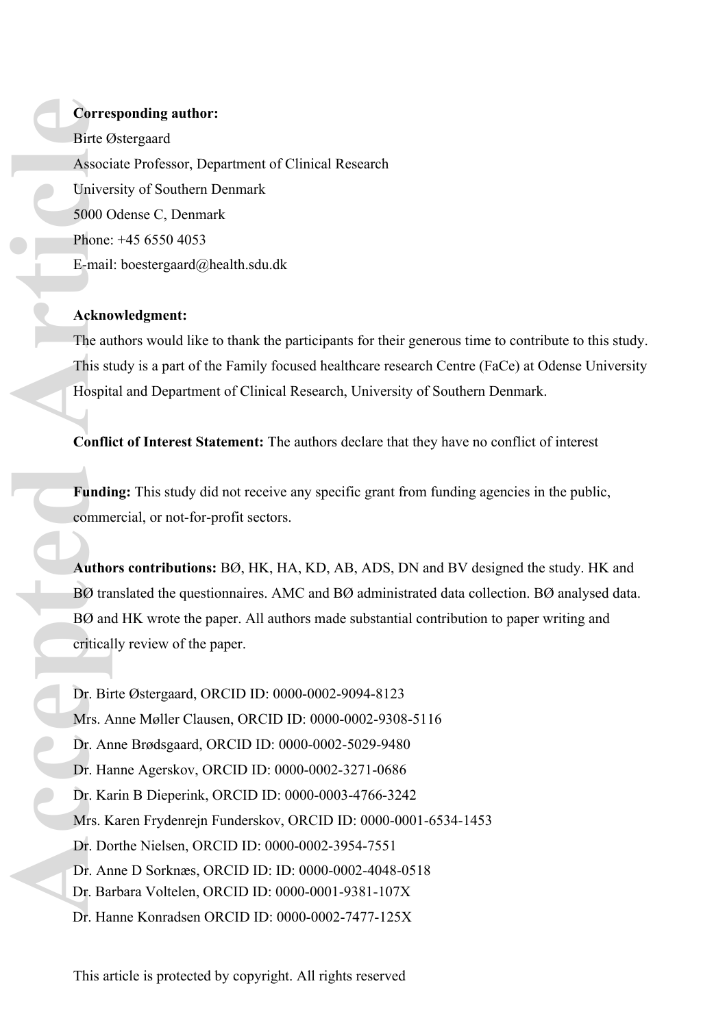**Corresponding author:**

Birte Østergaard

Associate Professor, Department of Clinical Research

University of Southern Denmark

5000 Odense C, Denmark

Phone: +45 6550 4053

E-mail: boestergaard@health.sdu.dk

**Acknowledgment:**

The authors would like to thank the participants for their generous time to contribute to this study. This study is a part of the Family focused healthcare research Centre (FaCe) at Odense University Hospital and Department of Clinical Research, University of Southern Denmark.

**Conflict of Interest Statement:** The authors declare that they have no conflict of interest

**Funding:** This study did not receive any specific grant from funding agencies in the public, commercial, or not-for-profit sectors.

**Authors contributions:** BØ, HK, HA, KD, AB, ADS, DN and BV designed the study. HK and BØ translated the questionnaires. AMC and BØ administrated data collection. BØ analysed data. BØ and HK wrote the paper. All authors made substantial contribution to paper writing and critically review of the paper.

Dr. Birte Østergaard, ORCID ID: 0000-0002-9094-8123

Mrs. Anne Møller Clausen, ORCID ID: 0000-0002-9308-5116

Dr. Anne Brødsgaard, ORCID ID: 0000-0002-5029-9480

Dr. Hanne Agerskov, ORCID ID: 0000-0002-3271-0686

Dr. Karin B Dieperink, ORCID ID: 0000-0003-4766-3242

Mrs. Karen Frydenrejn Funderskov, ORCID ID: 0000-0001-6534-1453

Dr. Dorthe Nielsen, ORCID ID: 0000-0002-3954-7551

Dr. Anne D Sorknæs, ORCID ID: ID: 0000-0002-4048-0518

Dr. Barbara Voltelen, ORCID ID: 0000-0001-9381-107X

Dr. Hanne Konradsen ORCID ID: 0000-0002-7477-125X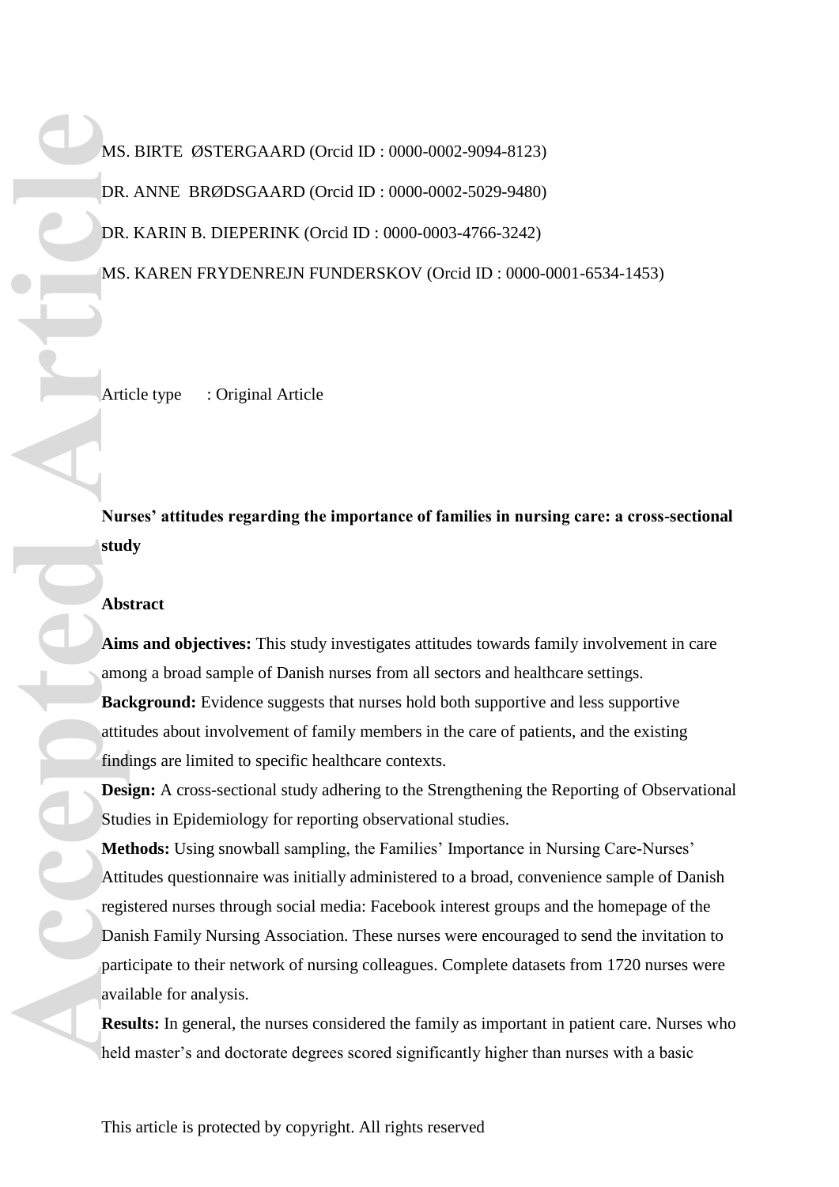MS. BIRTE ØSTERGAARD (Orcid ID : 0000-0002-9094-8123)

DR. ANNE BRØDSGAARD (Orcid ID : 0000-0002-5029-9480)

DR. KARIN B. DIEPERINK (Orcid ID : 0000-0003-4766-3242)

MS. KAREN FRYDENREJN FUNDERSKOV (Orcid ID : 0000-0001-6534-1453)

Article type : Original Article

**Nurses' attitudes regarding the importance of families in nursing care: a cross-sectional study**

**Abstract**

**Aims and objectives:** This study investigates attitudes towards family involvement in care among a broad sample of Danish nurses from all sectors and healthcare settings.

**Background:** Evidence suggests that nurses hold both supportive and less supportive attitudes about involvement of family members in the care of patients, and the existing findings are limited to specific healthcare contexts.

**Design:** A cross-sectional study adhering to the Strengthening the Reporting of Observational Studies in Epidemiology for reporting observational studies.

**Methods:** Using snowball sampling, the Families' Importance in Nursing Care-Nurses' Attitudes questionnaire was initially administered to a broad, convenience sample of Danish registered nurses through social media: Facebook interest groups and the homepage of the Danish Family Nursing Association. These nurses were encouraged to send the invitation to participate to their network of nursing colleagues. Complete datasets from 1720 nurses were available for analysis.

**Results:** In general, the nurses considered the family as important in patient care. Nurses who held master's and doctorate degrees scored significantly higher than nurses with a basic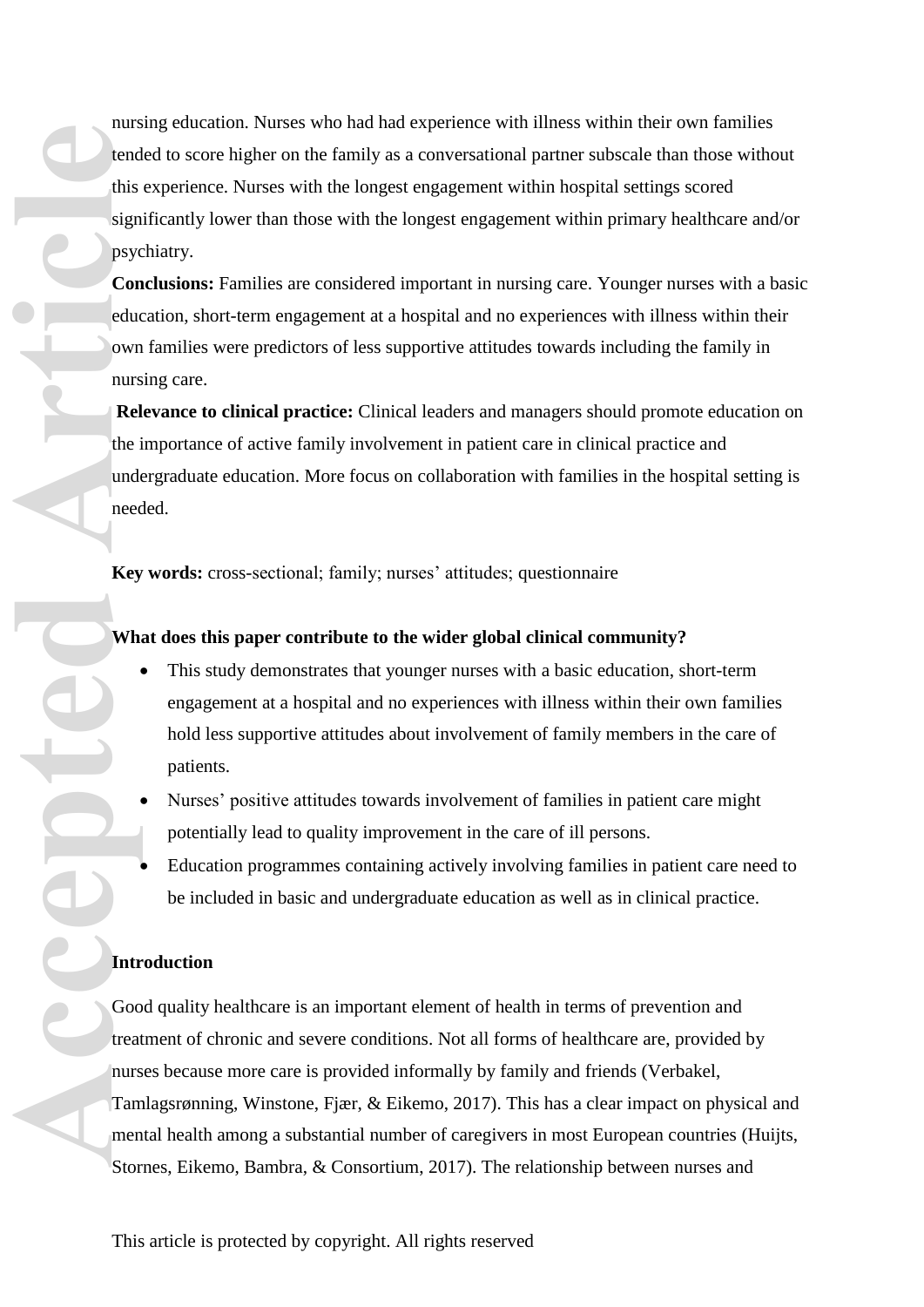nursing education. Nurses who had had experience with illness within their own families tended to score higher on the family as a conversational partner subscale than those without this experience. Nurses with the longest engagement within hospital settings scored significantly lower than those with the longest engagement within primary healthcare and/or psychiatry.

**Conclusions:** Families are considered important in nursing care. Younger nurses with a basic education, short-term engagement at a hospital and no experiences with illness within their own families were predictors of less supportive attitudes towards including the family in nursing care.

**Relevance to clinical practice:** Clinical leaders and managers should promote education on the importance of active family involvement in patient care in clinical practice and undergraduate education. More focus on collaboration with families in the hospital setting is needed.

**Key words:** cross-sectional; family; nurses' attitudes; questionnaire

**What does this paper contribute to the wider global clinical community?**

- This study demonstrates that younger nurses with a basic education, short-term engagement at a hospital and no experiences with illness within their own families hold less supportive attitudes about involvement of family members in the care of patients.
- Nurses' positive attitudes towards involvement of families in patient care might potentially lead to quality improvement in the care of ill persons.
- Education programmes containing actively involving families in patient care need to be included in basic and undergraduate education as well as in clinical practice.

## Introduction

Good quality healthcare is an important element of health in terms of prevention and treatment of chronic and severe conditions. Not all forms of healthcare are, provided by nurses because more care is provided informally by family and friends (Verbakel, Tamlagsrønning, Winstone, Fjær, & Eikemo, 2017). This has a clear impact on physical and mental health among a substantial number of caregivers in most European countries (Huijts, Stornes, Eikemo, Bambra, & Consortium, 2017). The relationship between nurses and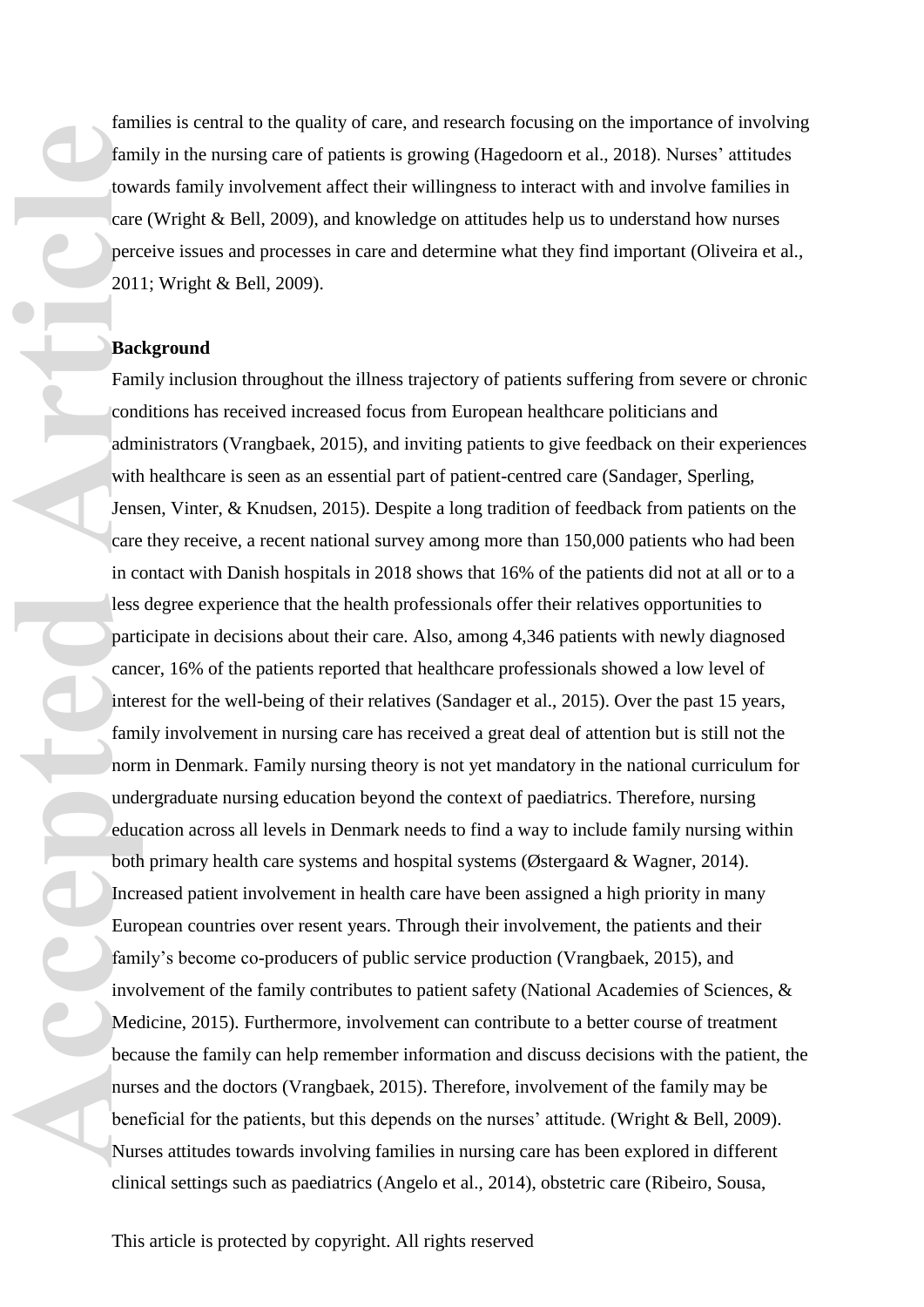families is central to the quality of care, and research focusing on the importance of involving family in the nursing care of patients is growing (Hagedoorn et al., 2018). Nurses' attitudes towards family involvement affect their willingness to interact with and involve families in care (Wright & Bell, 2009), and knowledge on attitudes help us to understand how nurses perceive issues and processes in care and determine what they find important (Oliveira et al., 2011; Wright & Bell, 2009).

## Background

Family inclusion throughout the illness trajectory of patients suffering from severe or chronic conditions has received increased focus from European healthcare politicians and administrators (Vrangbaek, 2015), and inviting patients to give feedback on their experiences with healthcare is seen as an essential part of patient-centred care (Sandager, Sperling, Jensen, Vinter, & Knudsen, 2015). Despite a long tradition of feedback from patients on the care they receive, a recent national survey among more than 150,000 patients who had been in contact with Danish hospitals in 2018 shows that 16% of the patients did not at all or to a less degree experience that the health professionals offer their relatives opportunities to participate in decisions about their care. Also, among 4,346 patients with newly diagnosed cancer, 16% of the patients reported that healthcare professionals showed a low level of interest for the well-being of their relatives (Sandager et al., 2015). Over the past 15 years, family involvement in nursing care has received a great deal of attention but is still not the norm in Denmark. Family nursing theory is not yet mandatory in the national curriculum for undergraduate nursing education beyond the context of paediatrics. Therefore, nursing education across all levels in Denmark needs to find a way to include family nursing within both primary health care systems and hospital systems (Østergaard & Wagner, 2014). Increased patient involvement in health care have been assigned a high priority in many European countries over resent years. Through their involvement, the patients and their family's become co-producers of public service production (Vrangbaek, 2015), and involvement of the family contributes to patient safety (National Academies of Sciences, & Medicine, 2015). Furthermore, involvement can contribute to a better course of treatment because the family can help remember information and discuss decisions with the patient, the nurses and the doctors (Vrangbaek, 2015). Therefore, involvement of the family may be beneficial for the patients, but this depends on the nurses' attitude. (Wright & Bell, 2009). Nurses attitudes towards involving families in nursing care has been explored in different clinical settings such as paediatrics (Angelo et al., 2014), obstetric care (Ribeiro, Sousa,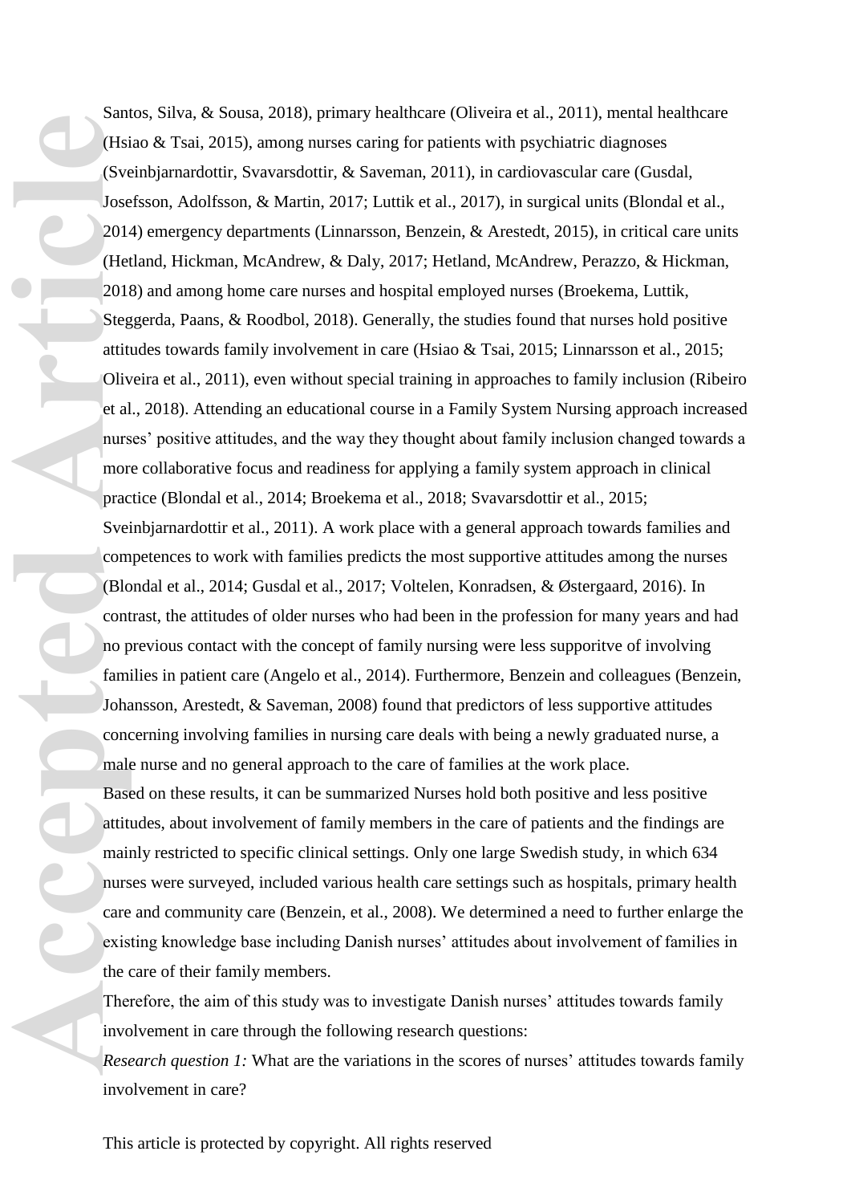Santos, Silva, & Sousa, 2018), primary healthcare (Oliveira et al., 2011), mental healthcare (Hsiao & Tsai, 2015), among nurses caring for patients with psychiatric diagnoses (Sveinbjarnardottir, Svavarsdottir, & Saveman, 2011), in cardiovascular care (Gusdal, Josefsson, Adolfsson, & Martin, 2017; Luttik et al., 2017), in surgical units (Blondal et al., 2014) emergency departments (Linnarsson, Benzein, & Arestedt, 2015), in critical care units (Hetland, Hickman, McAndrew, & Daly, 2017; Hetland, McAndrew, Perazzo, & Hickman, 2018) and among home care nurses and hospital employed nurses (Broekema, Luttik, Steggerda, Paans, & Roodbol, 2018). Generally, the studies found that nurses hold positive attitudes towards family involvement in care (Hsiao & Tsai, 2015; Linnarsson et al., 2015; Oliveira et al., 2011), even without special training in approaches to family inclusion (Ribeiro et al., 2018). Attending an educational course in a Family System Nursing approach increased nurses' positive attitudes, and the way they thought about family inclusion changed towards a more collaborative focus and readiness for applying a family system approach in clinical practice (Blondal et al., 2014; Broekema et al., 2018; Svavarsdottir et al., 2015; Sveinbjarnardottir et al., 2011). A work place with a general approach towards families and competences to work with families predicts the most supportive attitudes among the nurses (Blondal et al., 2014; Gusdal et al., 2017; Voltelen, Konradsen, & Østergaard, 2016). In contrast, the attitudes of older nurses who had been in the profession for many years and had no previous contact with the concept of family nursing were less supporitve of involving families in patient care (Angelo et al., 2014). Furthermore, Benzein and colleagues (Benzein, Johansson, Arestedt, & Saveman, 2008) found that predictors of less supportive attitudes concerning involving families in nursing care deals with being a newly graduated nurse, a male nurse and no general approach to the care of families at the work place.

Based on these results, it can be summarized Nurses hold both positive and less positive attitudes, about involvement of family members in the care of patients and the findings are mainly restricted to specific clinical settings. Only one large Swedish study, in which 634 nurses were surveyed, included various health care settings such as hospitals, primary health care and community care (Benzein, et al., 2008). We determined a need to further enlarge the existing knowledge base including Danish nurses' attitudes about involvement of families in the care of their family members.

Therefore, the aim of this study was to investigate Danish nurses' attitudes towards family involvement in care through the following research questions:

*Research question 1:* What are the variations in the scores of nurses' attitudes towards family involvement in care?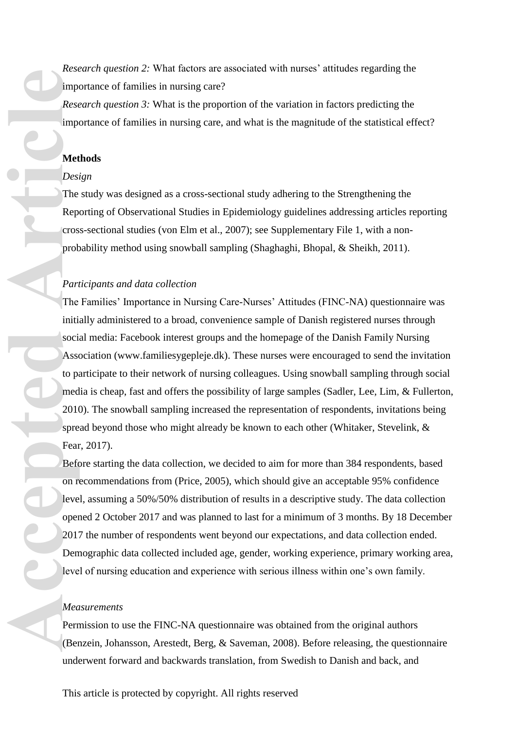*Research question 2:* What factors are associated with nurses' attitudes regarding the importance of families in nursing care?

*Research question 3:* What is the proportion of the variation in factors predicting the importance of families in nursing care, and what is the magnitude of the statistical effect?

## Methods

### *Design*

The study was designed as a cross-sectional study adhering to the Strengthening the Reporting of Observational Studies in Epidemiology guidelines addressing articles reporting cross-sectional studies (von Elm et al., 2007); see Supplementary File 1, with a non-probability method using snowball sampling (Shaghaghi, Bhopal, & Sheikh, 2011).

### *Participants and data collection*

The Families' Importance in Nursing Care-Nurses' Attitudes (FINC-NA) questionnaire was initially administered to a broad, convenience sample of Danish registered nurses through social media: Facebook interest groups and the homepage of the Danish Family Nursing Association (www.familiesygepleje.dk). These nurses were encouraged to send the invitation to participate to their network of nursing colleagues. Using snowball sampling through social media is cheap, fast and offers the possibility of large samples (Sadler, Lee, Lim, & Fullerton, 2010). The snowball sampling increased the representation of respondents, invitations being spread beyond those who might already be known to each other (Whitaker, Stevelink, & Fear, 2017).

Before starting the data collection, we decided to aim for more than 384 respondents, based on recommendations from (Price, 2005), which should give an acceptable 95% confidence level, assuming a 50%/50% distribution of results in a descriptive study. The data collection opened 2 October 2017 and was planned to last for a minimum of 3 months. By 18 December 2017 the number of respondents went beyond our expectations, and data collection ended. Demographic data collected included age, gender, working experience, primary working area, level of nursing education and experience with serious illness within one's own family.

### *Measurements*

Permission to use the FINC-NA questionnaire was obtained from the original authors (Benzein, Johansson, Arestedt, Berg, & Saveman, 2008). Before releasing, the questionnaire underwent forward and backwards translation, from Swedish to Danish and back, and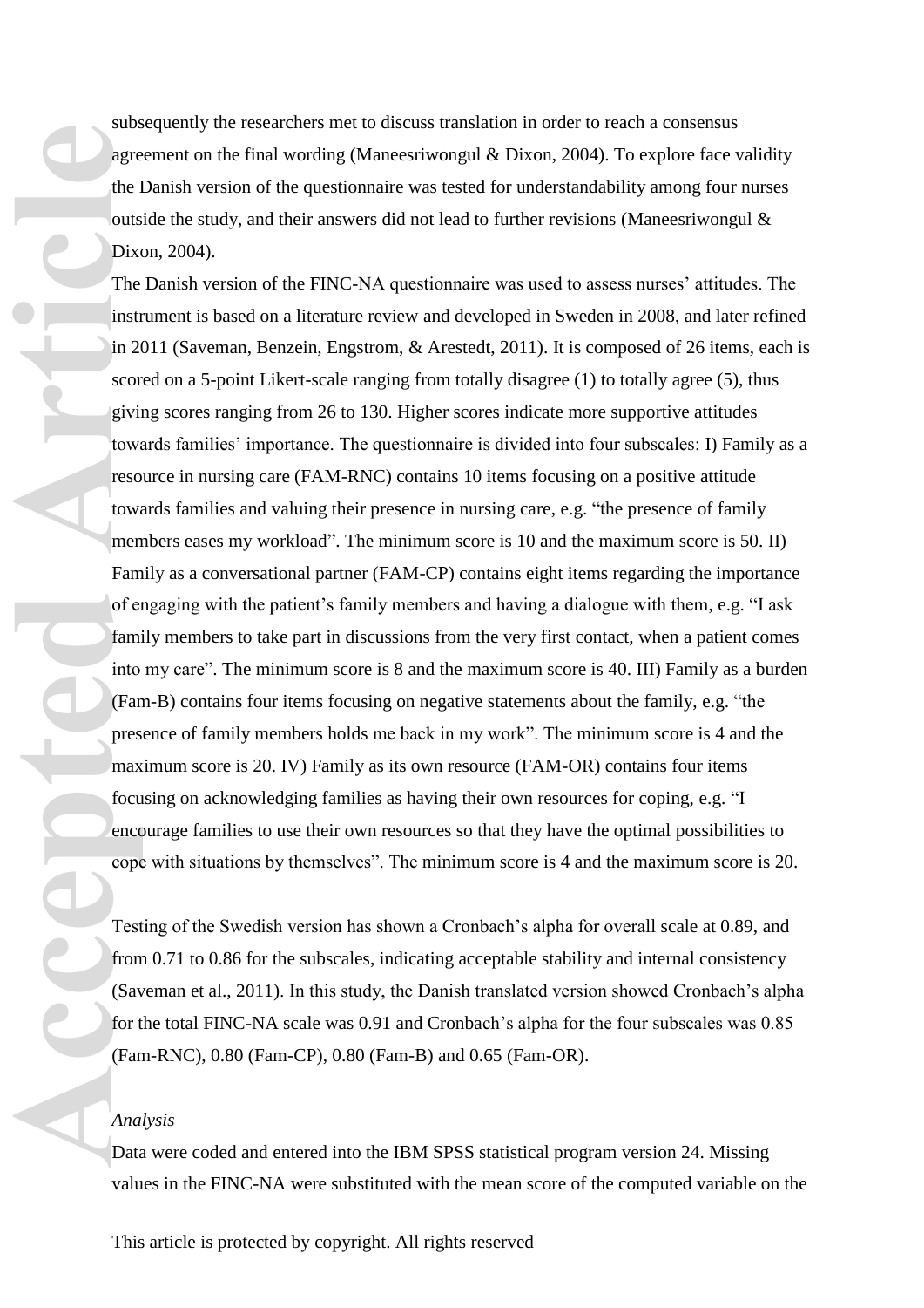subsequently the researchers met to discuss translation in order to reach a consensus agreement on the final wording (Maneesriwongul & Dixon, 2004). To explore face validity the Danish version of the questionnaire was tested for understandability among four nurses outside the study, and their answers did not lead to further revisions (Maneesriwongul & Dixon, 2004).

The Danish version of the FINC-NA questionnaire was used to assess nurses' attitudes. The instrument is based on a literature review and developed in Sweden in 2008, and later refined in 2011 (Saveman, Benzein, Engstrom, & Arestedt, 2011). It is composed of 26 items, each is scored on a 5-point Likert-scale ranging from totally disagree (1) to totally agree (5), thus giving scores ranging from 26 to 130. Higher scores indicate more supportive attitudes towards families' importance. The questionnaire is divided into four subscales: I) Family as a resource in nursing care (FAM-RNC) contains 10 items focusing on a positive attitude towards families and valuing their presence in nursing care, e.g. "the presence of family members eases my workload". The minimum score is 10 and the maximum score is 50. II) Family as a conversational partner (FAM-CP) contains eight items regarding the importance of engaging with the patient's family members and having a dialogue with them, e.g. "I ask family members to take part in discussions from the very first contact, when a patient comes into my care". The minimum score is 8 and the maximum score is 40. III) Family as a burden (Fam-B) contains four items focusing on negative statements about the family, e.g. "the presence of family members holds me back in my work". The minimum score is 4 and the maximum score is 20. IV) Family as its own resource (FAM-OR) contains four items focusing on acknowledging families as having their own resources for coping, e.g. "I encourage families to use their own resources so that they have the optimal possibilities to cope with situations by themselves". The minimum score is 4 and the maximum score is 20.

Testing of the Swedish version has shown a Cronbach's alpha for overall scale at 0.89, and from 0.71 to 0.86 for the subscales, indicating acceptable stability and internal consistency (Saveman et al., 2011). In this study, the Danish translated version showed Cronbach's alpha for the total FINC-NA scale was 0.91 and Cronbach's alpha for the four subscales was 0.85 (Fam-RNC), 0.80 (Fam-CP), 0.80 (Fam-B) and 0.65 (Fam-OR).

*Analysis*

Data were coded and entered into the IBM SPSS statistical program version 24. Missing values in the FINC-NA were substituted with the mean score of the computed variable on the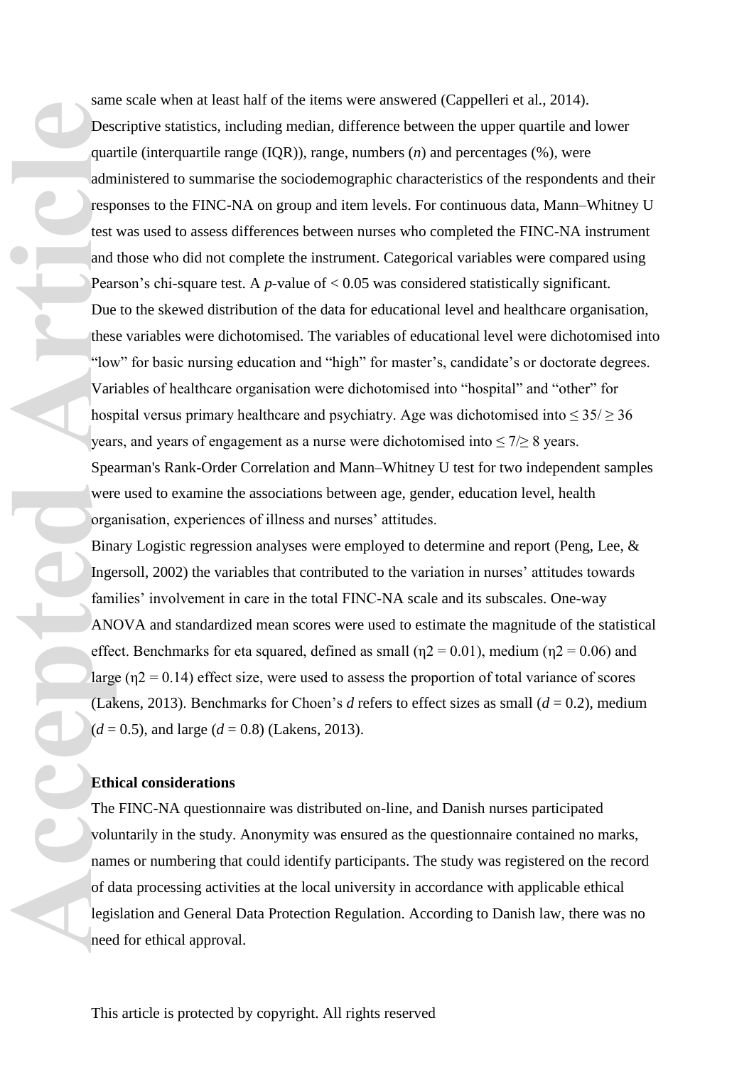same scale when at least half of the items were answered (Cappelleri et al., 2014). Descriptive statistics, including median, difference between the upper quartile and lower quartile (interquartile range (IQR)), range, numbers (*n*) and percentages (%), were administered to summarise the sociodemographic characteristics of the respondents and their responses to the FINC-NA on group and item levels. For continuous data, Mann–Whitney U test was used to assess differences between nurses who completed the FINC-NA instrument and those who did not complete the instrument. Categorical variables were compared using Pearson's chi-square test. A *p*-value of $< 0.05$ was considered statistically significant.

Due to the skewed distribution of the data for educational level and healthcare organisation, these variables were dichotomised. The variables of educational level were dichotomised into "low" for basic nursing education and "high" for master's, candidate's or doctorate degrees. Variables of healthcare organisation were dichotomised into "hospital" and "other" for hospital versus primary healthcare and psychiatry. Age was dichotomised into $\leq 35/ \geq 36$ years, and years of engagement as a nurse were dichotomised into $\leq 7/\geq 8$ years.

Spearman's Rank-Order Correlation and Mann–Whitney U test for two independent samples were used to examine the associations between age, gender, education level, health organisation, experiences of illness and nurses' attitudes.

Binary Logistic regression analyses were employed to determine and report (Peng, Lee, & Ingersoll, 2002) the variables that contributed to the variation in nurses' attitudes towards families' involvement in care in the total FINC-NA scale and its subscales. One-way ANOVA and standardized mean scores were used to estimate the magnitude of the statistical effect. Benchmarks for eta squared, defined as small ($\eta2 = 0.01$), medium ($\eta2 = 0.06$) and large ($\eta2 = 0.14$) effect size, were used to assess the proportion of total variance of scores (Lakens, 2013). Benchmarks for Choen's *d* refers to effect sizes as small ($d = 0.2$), medium ($d = 0.5$), and large ($d = 0.8$) (Lakens, 2013).

**Ethical considerations**

The FINC-NA questionnaire was distributed on-line, and Danish nurses participated voluntarily in the study. Anonymity was ensured as the questionnaire contained no marks, names or numbering that could identify participants. The study was registered on the record of data processing activities at the local university in accordance with applicable ethical legislation and General Data Protection Regulation. According to Danish law, there was no need for ethical approval.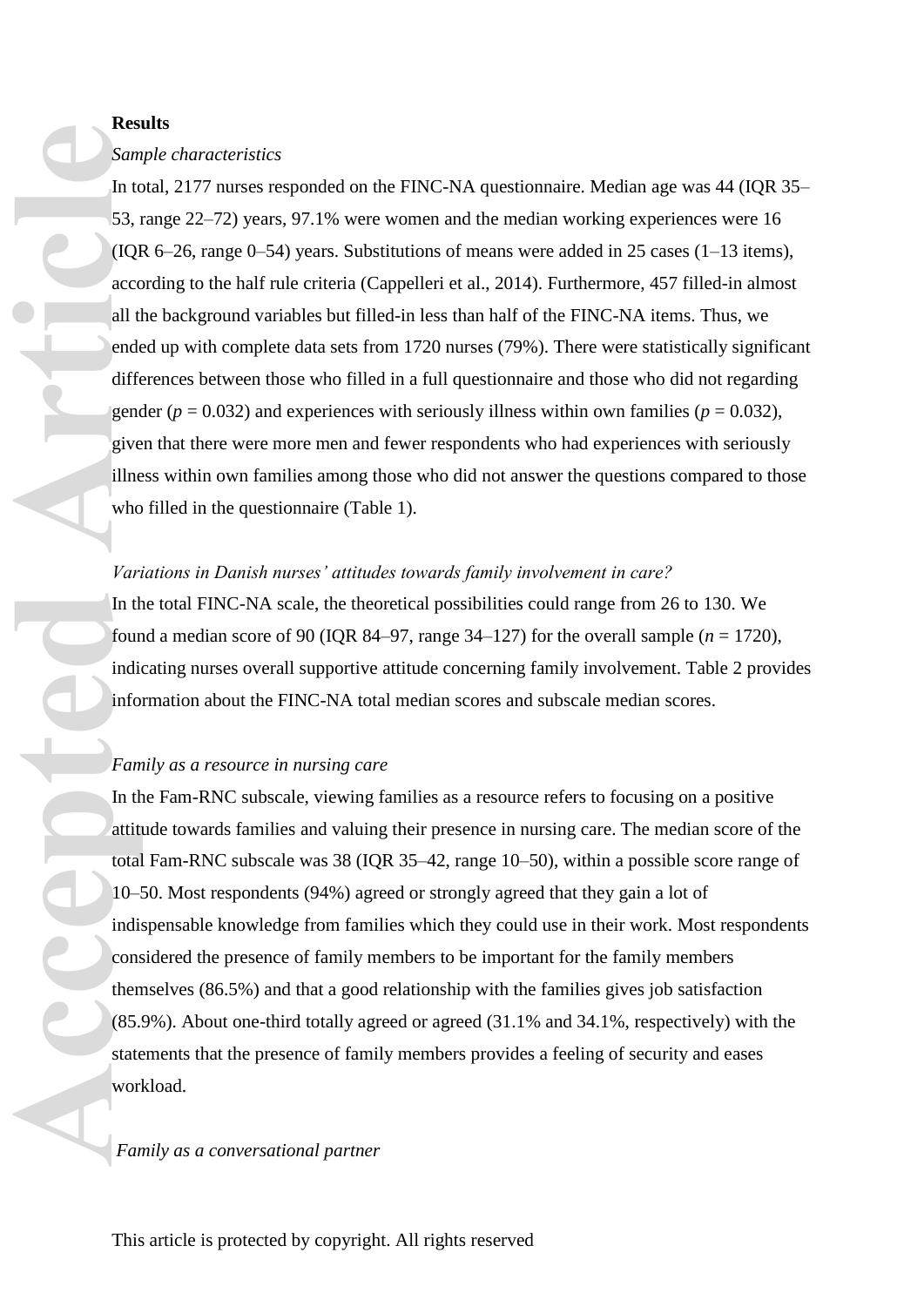**Results**

*Sample characteristics*

In total, 2177 nurses responded on the FINC-NA questionnaire. Median age was 44 (IQR 35–53, range 22–72) years, 97.1% were women and the median working experiences were 16 (IQR 6–26, range 0–54) years. Substitutions of means were added in 25 cases (1–13 items), according to the half rule criteria (Cappelleri et al., 2014). Furthermore, 457 filled-in almost all the background variables but filled-in less than half of the FINC-NA items. Thus, we ended up with complete data sets from 1720 nurses (79%). There were statistically significant differences between those who filled in a full questionnaire and those who did not regarding gender ($p = 0.032$) and experiences with seriously illness within own families ($p = 0.032$), given that there were more men and fewer respondents who had experiences with seriously illness within own families among those who did not answer the questions compared to those who filled in the questionnaire (Table 1).

*Variations in Danish nurses' attitudes towards family involvement in care?*

In the total FINC-NA scale, the theoretical possibilities could range from 26 to 130. We found a median score of 90 (IQR 84–97, range 34–127) for the overall sample ($n = 1720$), indicating nurses overall supportive attitude concerning family involvement. Table 2 provides information about the FINC-NA total median scores and subscale median scores.

*Family as a resource in nursing care*

In the Fam-RNC subscale, viewing families as a resource refers to focusing on a positive attitude towards families and valuing their presence in nursing care. The median score of the total Fam-RNC subscale was 38 (IQR 35–42, range 10–50), within a possible score range of 10–50. Most respondents (94%) agreed or strongly agreed that they gain a lot of indispensable knowledge from families which they could use in their work. Most respondents considered the presence of family members to be important for the family members themselves (86.5%) and that a good relationship with the families gives job satisfaction (85.9%). About one-third totally agreed or agreed (31.1% and 34.1%, respectively) with the statements that the presence of family members provides a feeling of security and eases workload.

*Family as a conversational partner*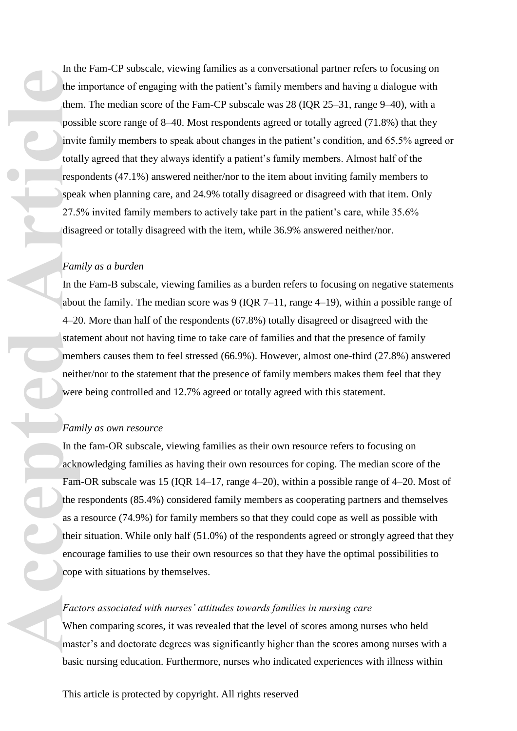In the Fam-CP subscale, viewing families as a conversational partner refers to focusing on the importance of engaging with the patient's family members and having a dialogue with them. The median score of the Fam-CP subscale was 28 (IQR 25–31, range 9–40), with a possible score range of 8–40. Most respondents agreed or totally agreed (71.8%) that they invite family members to speak about changes in the patient's condition, and 65.5% agreed or totally agreed that they always identify a patient's family members. Almost half of the respondents (47.1%) answered neither/nor to the item about inviting family members to speak when planning care, and 24.9% totally disagreed or disagreed with that item. Only 27.5% invited family members to actively take part in the patient's care, while 35.6% disagreed or totally disagreed with the item, while 36.9% answered neither/nor.

*Family as a burden*

In the Fam-B subscale, viewing families as a burden refers to focusing on negative statements about the family. The median score was 9 (IQR 7–11, range 4–19), within a possible range of 4–20. More than half of the respondents (67.8%) totally disagreed or disagreed with the statement about not having time to take care of families and that the presence of family members causes them to feel stressed (66.9%). However, almost one-third (27.8%) answered neither/nor to the statement that the presence of family members makes them feel that they were being controlled and 12.7% agreed or totally agreed with this statement.

*Family as own resource*

In the fam-OR subscale, viewing families as their own resource refers to focusing on acknowledging families as having their own resources for coping. The median score of the Fam-OR subscale was 15 (IQR 14–17, range 4–20), within a possible range of 4–20. Most of the respondents (85.4%) considered family members as cooperating partners and themselves as a resource (74.9%) for family members so that they could cope as well as possible with their situation. While only half (51.0%) of the respondents agreed or strongly agreed that they encourage families to use their own resources so that they have the optimal possibilities to cope with situations by themselves.

*Factors associated with nurses' attitudes towards families in nursing care*

When comparing scores, it was revealed that the level of scores among nurses who held master's and doctorate degrees was significantly higher than the scores among nurses with a basic nursing education. Furthermore, nurses who indicated experiences with illness within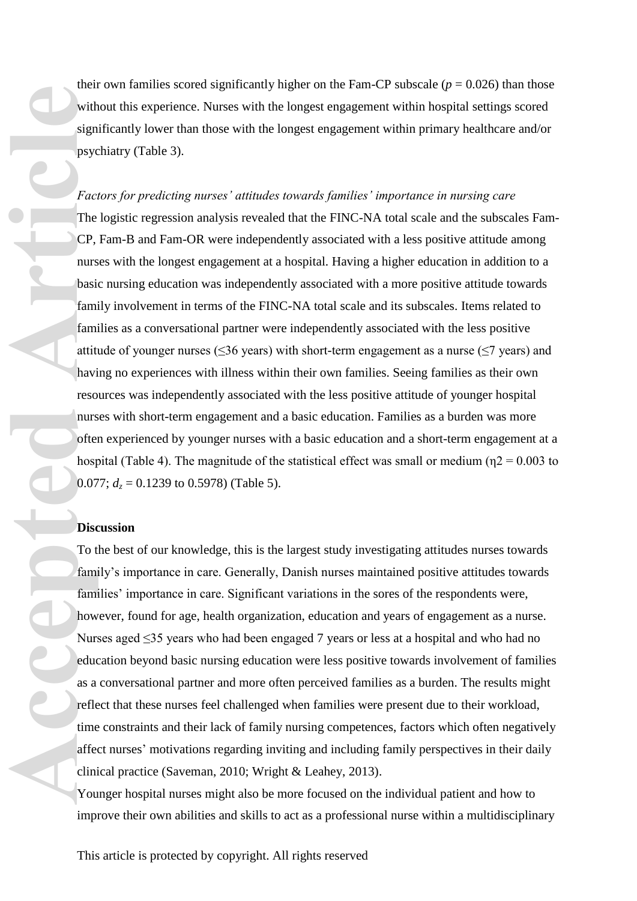their own families scored significantly higher on the Fam-CP subscale ($p = 0.026$) than those without this experience. Nurses with the longest engagement within hospital settings scored significantly lower than those with the longest engagement within primary healthcare and/or psychiatry (Table 3).

*Factors for predicting nurses' attitudes towards families' importance in nursing care*

The logistic regression analysis revealed that the FINC-NA total scale and the subscales Fam-CP, Fam-B and Fam-OR were independently associated with a less positive attitude among nurses with the longest engagement at a hospital. Having a higher education in addition to a basic nursing education was independently associated with a more positive attitude towards family involvement in terms of the FINC-NA total scale and its subscales. Items related to families as a conversational partner were independently associated with the less positive attitude of younger nurses (≤36 years) with short-term engagement as a nurse (≤7 years) and having no experiences with illness within their own families. Seeing families as their own resources was independently associated with the less positive attitude of younger hospital nurses with short-term engagement and a basic education. Families as a burden was more often experienced by younger nurses with a basic education and a short-term engagement at a hospital (Table 4). The magnitude of the statistical effect was small or medium ($\eta 2 = 0.003$ to $0.077$; $d_z = 0.1239$ to $0.5978$) (Table 5).

## Discussion

To the best of our knowledge, this is the largest study investigating attitudes nurses towards family's importance in care. Generally, Danish nurses maintained positive attitudes towards families' importance in care. Significant variations in the sores of the respondents were, however, found for age, health organization, education and years of engagement as a nurse. Nurses aged ≤35 years who had been engaged 7 years or less at a hospital and who had no education beyond basic nursing education were less positive towards involvement of families as a conversational partner and more often perceived families as a burden. The results might reflect that these nurses feel challenged when families were present due to their workload, time constraints and their lack of family nursing competences, factors which often negatively affect nurses' motivations regarding inviting and including family perspectives in their daily clinical practice (Saveman, 2010; Wright & Leahey, 2013).

Younger hospital nurses might also be more focused on the individual patient and how to improve their own abilities and skills to act as a professional nurse within a multidisciplinary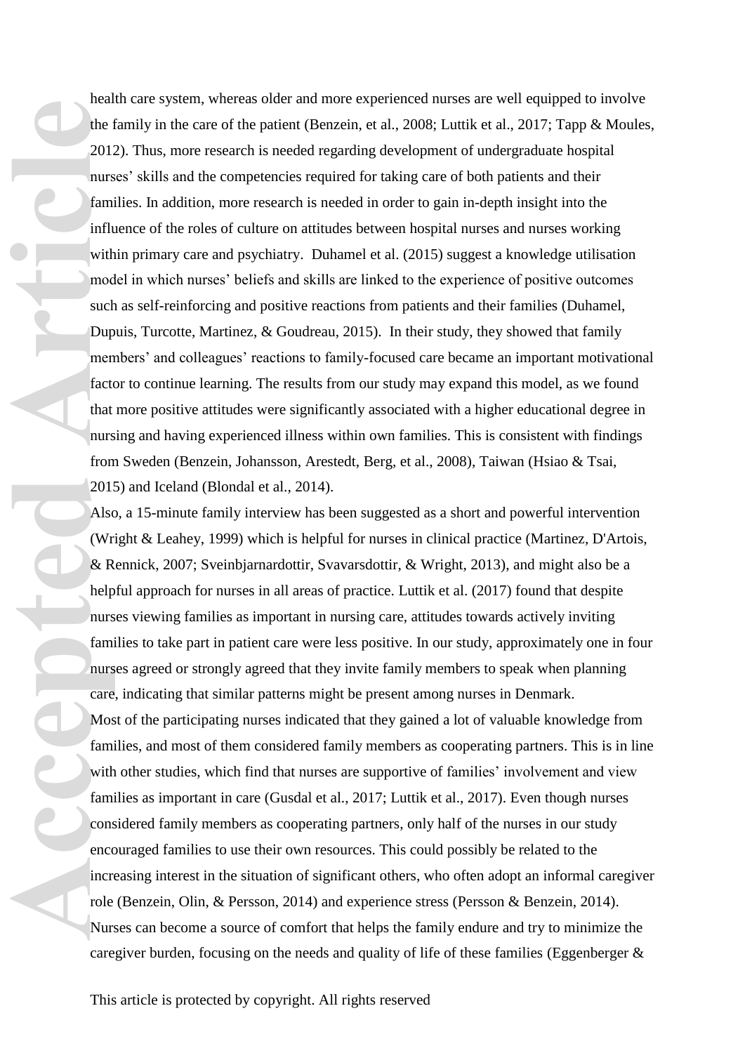health care system, whereas older and more experienced nurses are well equipped to involve the family in the care of the patient (Benzein, et al., 2008; Luttik et al., 2017; Tapp & Moules, 2012). Thus, more research is needed regarding development of undergraduate hospital nurses' skills and the competencies required for taking care of both patients and their families. In addition, more research is needed in order to gain in-depth insight into the influence of the roles of culture on attitudes between hospital nurses and nurses working within primary care and psychiatry. Duhamel et al. (2015) suggest a knowledge utilisation model in which nurses' beliefs and skills are linked to the experience of positive outcomes such as self-reinforcing and positive reactions from patients and their families (Duhamel, Dupuis, Turcotte, Martinez, & Goudreau, 2015). In their study, they showed that family members' and colleagues' reactions to family-focused care became an important motivational factor to continue learning. The results from our study may expand this model, as we found that more positive attitudes were significantly associated with a higher educational degree in nursing and having experienced illness within own families. This is consistent with findings from Sweden (Benzein, Johansson, Arestedt, Berg, et al., 2008), Taiwan (Hsiao & Tsai, 2015) and Iceland (Blondal et al., 2014).

Also, a 15-minute family interview has been suggested as a short and powerful intervention (Wright & Leahey, 1999) which is helpful for nurses in clinical practice (Martinez, D'Artois, & Rennick, 2007; Sveinbjarnardottir, Svavarsdottir, & Wright, 2013), and might also be a helpful approach for nurses in all areas of practice. Luttik et al. (2017) found that despite nurses viewing families as important in nursing care, attitudes towards actively inviting families to take part in patient care were less positive. In our study, approximately one in four nurses agreed or strongly agreed that they invite family members to speak when planning care, indicating that similar patterns might be present among nurses in Denmark.

Most of the participating nurses indicated that they gained a lot of valuable knowledge from families, and most of them considered family members as cooperating partners. This is in line with other studies, which find that nurses are supportive of families' involvement and view families as important in care (Gusdal et al., 2017; Luttik et al., 2017). Even though nurses considered family members as cooperating partners, only half of the nurses in our study encouraged families to use their own resources. This could possibly be related to the increasing interest in the situation of significant others, who often adopt an informal caregiver role (Benzein, Olin, & Persson, 2014) and experience stress (Persson & Benzein, 2014). Nurses can become a source of comfort that helps the family endure and try to minimize the caregiver burden, focusing on the needs and quality of life of these families (Eggenberger &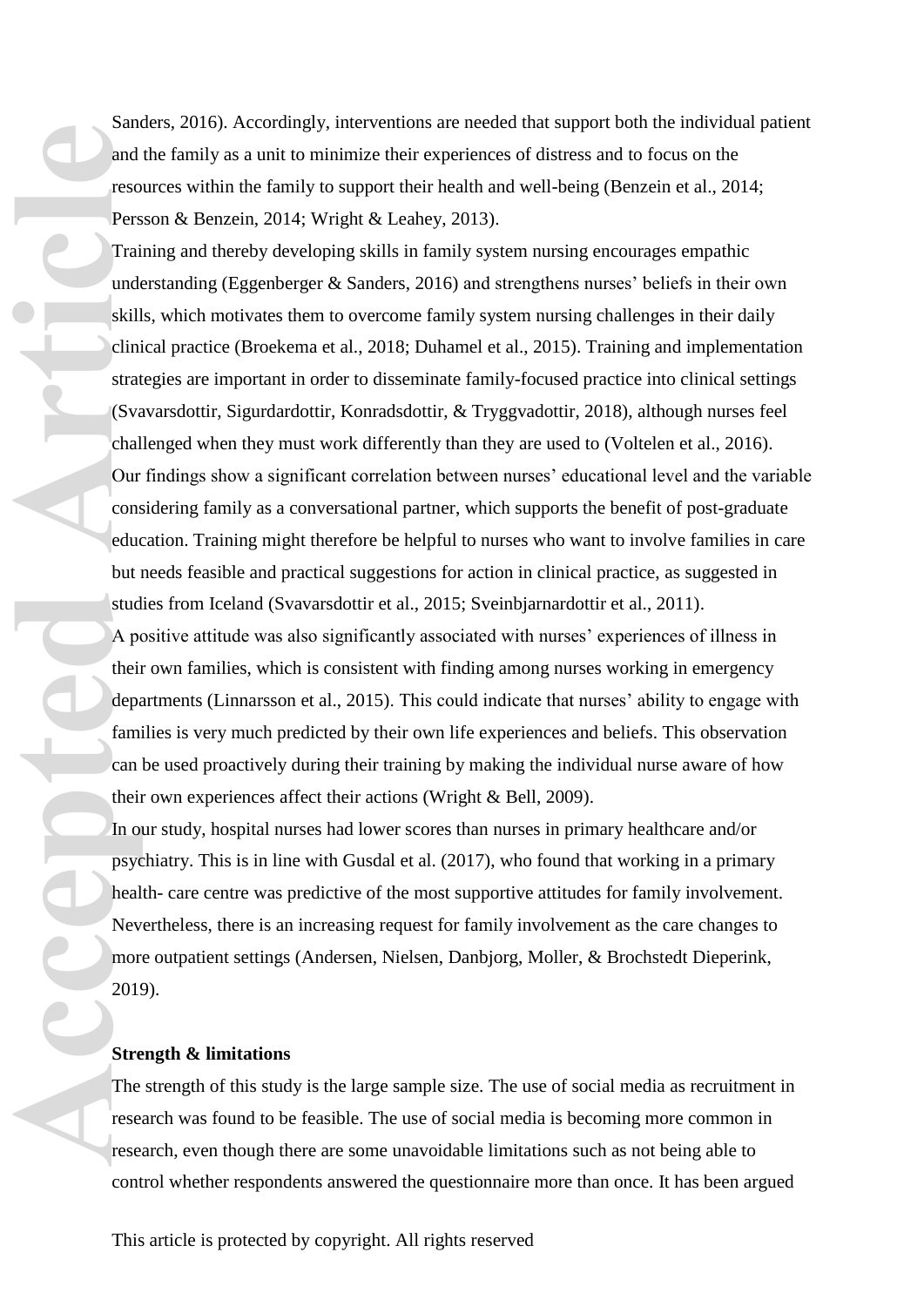Sanders, 2016). Accordingly, interventions are needed that support both the individual patient and the family as a unit to minimize their experiences of distress and to focus on the resources within the family to support their health and well-being (Benzein et al., 2014; Persson & Benzein, 2014; Wright & Leahey, 2013).

Training and thereby developing skills in family system nursing encourages empathic understanding (Eggenberger & Sanders, 2016) and strengthens nurses' beliefs in their own skills, which motivates them to overcome family system nursing challenges in their daily clinical practice (Broekema et al., 2018; Duhamel et al., 2015). Training and implementation strategies are important in order to disseminate family-focused practice into clinical settings (Svavarsdottir, Sigurdardottir, Konradsdottir, & Tryggvadottir, 2018), although nurses feel challenged when they must work differently than they are used to (Voltelen et al., 2016).

Our findings show a significant correlation between nurses' educational level and the variable considering family as a conversational partner, which supports the benefit of post-graduate education. Training might therefore be helpful to nurses who want to involve families in care but needs feasible and practical suggestions for action in clinical practice, as suggested in studies from Iceland (Svavarsdottir et al., 2015; Sveinbjarnardottir et al., 2011).

A positive attitude was also significantly associated with nurses' experiences of illness in their own families, which is consistent with finding among nurses working in emergency departments (Linnarsson et al., 2015). This could indicate that nurses' ability to engage with families is very much predicted by their own life experiences and beliefs. This observation can be used proactively during their training by making the individual nurse aware of how their own experiences affect their actions (Wright & Bell, 2009).

In our study, hospital nurses had lower scores than nurses in primary healthcare and/or psychiatry. This is in line with Gusdal et al. (2017), who found that working in a primary health- care centre was predictive of the most supportive attitudes for family involvement. Nevertheless, there is an increasing request for family involvement as the care changes to more outpatient settings (Andersen, Nielsen, Danbjorg, Moller, & Brochstedt Dieperink, 2019).

**Strength & limitations**

The strength of this study is the large sample size. The use of social media as recruitment in research was found to be feasible. The use of social media is becoming more common in research, even though there are some unavoidable limitations such as not being able to control whether respondents answered the questionnaire more than once. It has been argued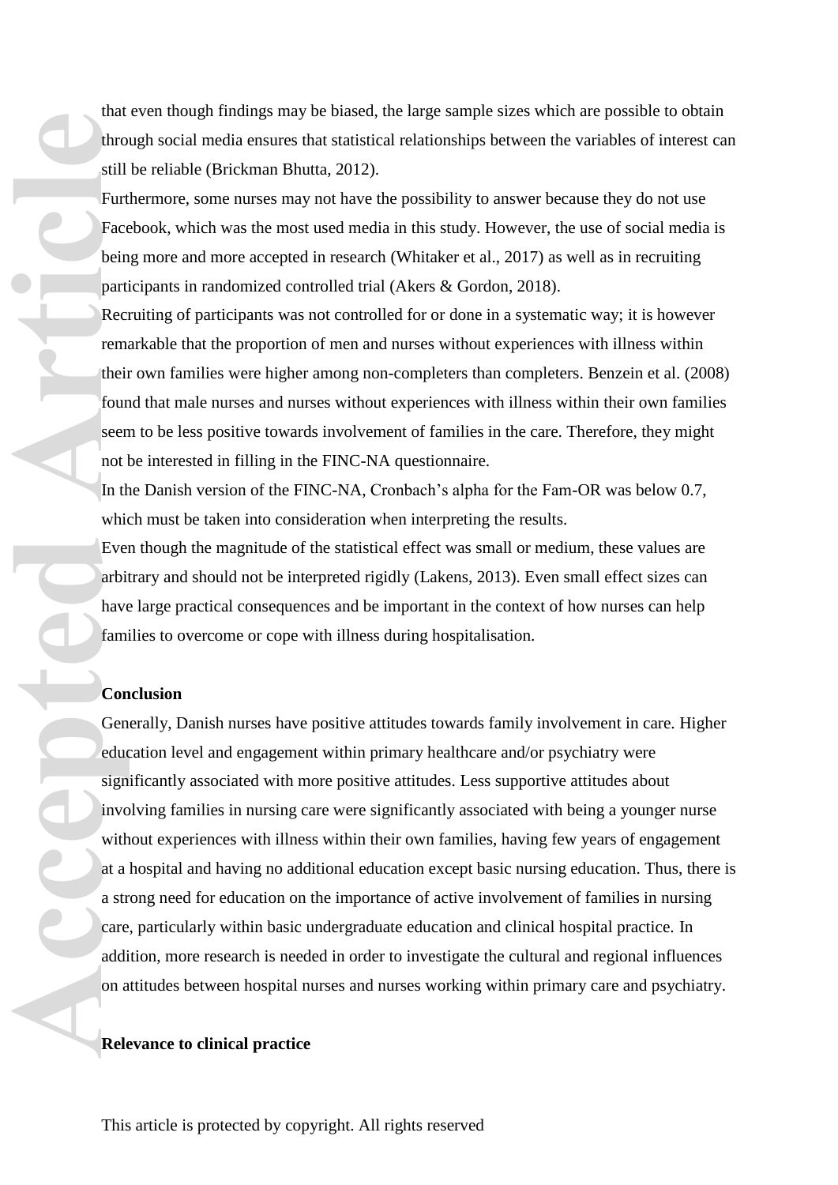that even though findings may be biased, the large sample sizes which are possible to obtain through social media ensures that statistical relationships between the variables of interest can still be reliable (Brickman Bhutta, 2012).

Furthermore, some nurses may not have the possibility to answer because they do not use Facebook, which was the most used media in this study. However, the use of social media is being more and more accepted in research (Whitaker et al., 2017) as well as in recruiting participants in randomized controlled trial (Akers & Gordon, 2018).

Recruiting of participants was not controlled for or done in a systematic way; it is however remarkable that the proportion of men and nurses without experiences with illness within their own families were higher among non-completers than completers. Benzein et al. (2008) found that male nurses and nurses without experiences with illness within their own families seem to be less positive towards involvement of families in the care. Therefore, they might not be interested in filling in the FINC-NA questionnaire.

In the Danish version of the FINC-NA, Cronbach's alpha for the Fam-OR was below 0.7, which must be taken into consideration when interpreting the results.

Even though the magnitude of the statistical effect was small or medium, these values are arbitrary and should not be interpreted rigidly (Lakens, 2013). Even small effect sizes can have large practical consequences and be important in the context of how nurses can help families to overcome or cope with illness during hospitalisation.

## Conclusion

Generally, Danish nurses have positive attitudes towards family involvement in care. Higher education level and engagement within primary healthcare and/or psychiatry were significantly associated with more positive attitudes. Less supportive attitudes about involving families in nursing care were significantly associated with being a younger nurse without experiences with illness within their own families, having few years of engagement at a hospital and having no additional education except basic nursing education. Thus, there is a strong need for education on the importance of active involvement of families in nursing care, particularly within basic undergraduate education and clinical hospital practice. In addition, more research is needed in order to investigate the cultural and regional influences on attitudes between hospital nurses and nurses working within primary care and psychiatry.

## Relevance to clinical practice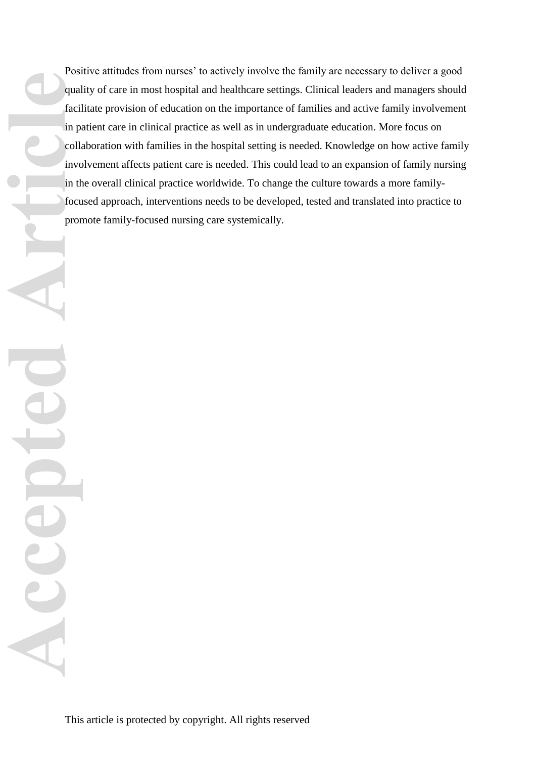Positive attitudes from nurses' to actively involve the family are necessary to deliver a good quality of care in most hospital and healthcare settings. Clinical leaders and managers should facilitate provision of education on the importance of families and active family involvement in patient care in clinical practice as well as in undergraduate education. More focus on collaboration with families in the hospital setting is needed. Knowledge on how active family involvement affects patient care is needed. This could lead to an expansion of family nursing in the overall clinical practice worldwide. To change the culture towards a more family-focused approach, interventions needs to be developed, tested and translated into practice to promote family-focused nursing care systemically.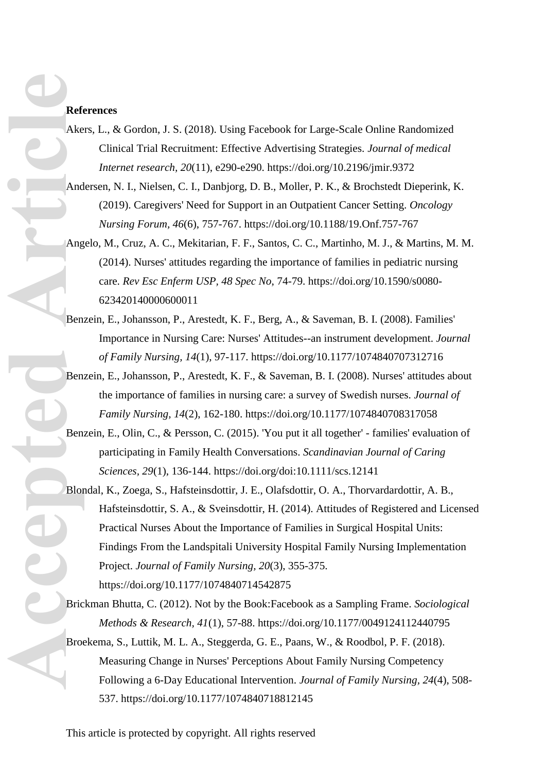**References**

Akers, L., & Gordon, J. S. (2018). Using Facebook for Large-Scale Online Randomized Clinical Trial Recruitment: Effective Advertising Strategies. *Journal of medical Internet research, 20*(11), e290-e290. https://doi.org/10.2196/jmir.9372

Andersen, N. I., Nielsen, C. I., Danbjorg, D. B., Moller, P. K., & Brochstedt Dieperink, K. (2019). Caregivers' Need for Support in an Outpatient Cancer Setting. *Oncology Nursing Forum, 46*(6), 757-767. https://doi.org/10.1188/19.Onf.757-767

Angelo, M., Cruz, A. C., Mekitarian, F. F., Santos, C. C., Martinho, M. J., & Martins, M. M. (2014). Nurses' attitudes regarding the importance of families in pediatric nursing care. *Rev Esc Enferm USP, 48 Spec No*, 74-79. https://doi.org/10.1590/s0080-623420140000600011

Benzein, E., Johansson, P., Arestedt, K. F., Berg, A., & Saveman, B. I. (2008). Families' Importance in Nursing Care: Nurses' Attitudes--an instrument development. *Journal of Family Nursing, 14*(1), 97-117. https://doi.org/10.1177/1074840707312716

Benzein, E., Johansson, P., Arestedt, K. F., & Saveman, B. I. (2008). Nurses' attitudes about the importance of families in nursing care: a survey of Swedish nurses. *Journal of Family Nursing, 14*(2), 162-180. https://doi.org/10.1177/1074840708317058

Benzein, E., Olin, C., & Persson, C. (2015). 'You put it all together' - families' evaluation of participating in Family Health Conversations. *Scandinavian Journal of Caring Sciences, 29*(1), 136-144. https://doi.org/doi:10.1111/scs.12141

Blondal, K., Zoega, S., Hafsteinsdottir, J. E., Olafsdottir, O. A., Thorvardardottir, A. B., Hafsteinsdottir, S. A., & Sveinsdottir, H. (2014). Attitudes of Registered and Licensed Practical Nurses About the Importance of Families in Surgical Hospital Units: Findings From the Landspitali University Hospital Family Nursing Implementation Project. *Journal of Family Nursing, 20*(3), 355-375. https://doi.org/10.1177/1074840714542875

Brickman Bhutta, C. (2012). Not by the Book:Facebook as a Sampling Frame. *Sociological Methods & Research, 41*(1), 57-88. https://doi.org/10.1177/0049124112440795

Broekema, S., Luttik, M. L. A., Steggerda, G. E., Paans, W., & Roodbol, P. F. (2018). Measuring Change in Nurses' Perceptions About Family Nursing Competency Following a 6-Day Educational Intervention. *Journal of Family Nursing, 24*(4), 508-537. https://doi.org/10.1177/1074840718812145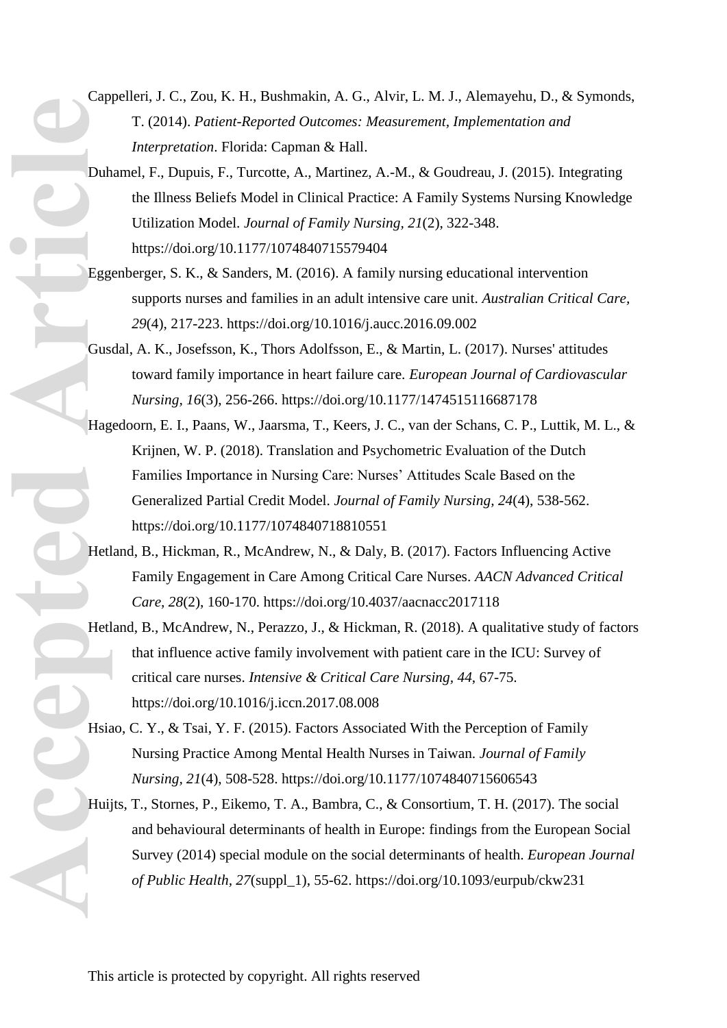Cappelleri, J. C., Zou, K. H., Bushmakin, A. G., Alvir, L. M. J., Alemayehu, D., & Symonds, T. (2014). *Patient-Reported Outcomes: Measurement, Implementation and Interpretation*. Florida: Capman & Hall.

Duhamel, F., Dupuis, F., Turcotte, A., Martinez, A.-M., & Goudreau, J. (2015). Integrating the Illness Beliefs Model in Clinical Practice: A Family Systems Nursing Knowledge Utilization Model. *Journal of Family Nursing, 21*(2), 322-348. https://doi.org/10.1177/1074840715579404

Eggenberger, S. K., & Sanders, M. (2016). A family nursing educational intervention supports nurses and families in an adult intensive care unit. *Australian Critical Care, 29*(4), 217-223. https://doi.org/10.1016/j.aucc.2016.09.002

Gusdal, A. K., Josefsson, K., Thors Adolfsson, E., & Martin, L. (2017). Nurses' attitudes toward family importance in heart failure care. *European Journal of Cardiovascular Nursing, 16*(3), 256-266. https://doi.org/10.1177/1474515116687178

Hagedoorn, E. I., Paans, W., Jaarsma, T., Keers, J. C., van der Schans, C. P., Luttik, M. L., & Krijnen, W. P. (2018). Translation and Psychometric Evaluation of the Dutch Families Importance in Nursing Care: Nurses' Attitudes Scale Based on the Generalized Partial Credit Model. *Journal of Family Nursing, 24*(4), 538-562. https://doi.org/10.1177/1074840718810551

Hetland, B., Hickman, R., McAndrew, N., & Daly, B. (2017). Factors Influencing Active Family Engagement in Care Among Critical Care Nurses. *AACN Advanced Critical Care, 28*(2), 160-170. https://doi.org/10.4037/aacnacc2017118

Hetland, B., McAndrew, N., Perazzo, J., & Hickman, R. (2018). A qualitative study of factors that influence active family involvement with patient care in the ICU: Survey of critical care nurses. *Intensive & Critical Care Nursing, 44*, 67-75. https://doi.org/10.1016/j.iccn.2017.08.008

Hsiao, C. Y., & Tsai, Y. F. (2015). Factors Associated With the Perception of Family Nursing Practice Among Mental Health Nurses in Taiwan. *Journal of Family Nursing, 21*(4), 508-528. https://doi.org/10.1177/1074840715606543

Huijts, T., Stornes, P., Eikemo, T. A., Bambra, C., & Consortium, T. H. (2017). The social and behavioural determinants of health in Europe: findings from the European Social Survey (2014) special module on the social determinants of health. *European Journal of Public Health, 27*(suppl_1), 55-62. https://doi.org/10.1093/eurpub/ckw231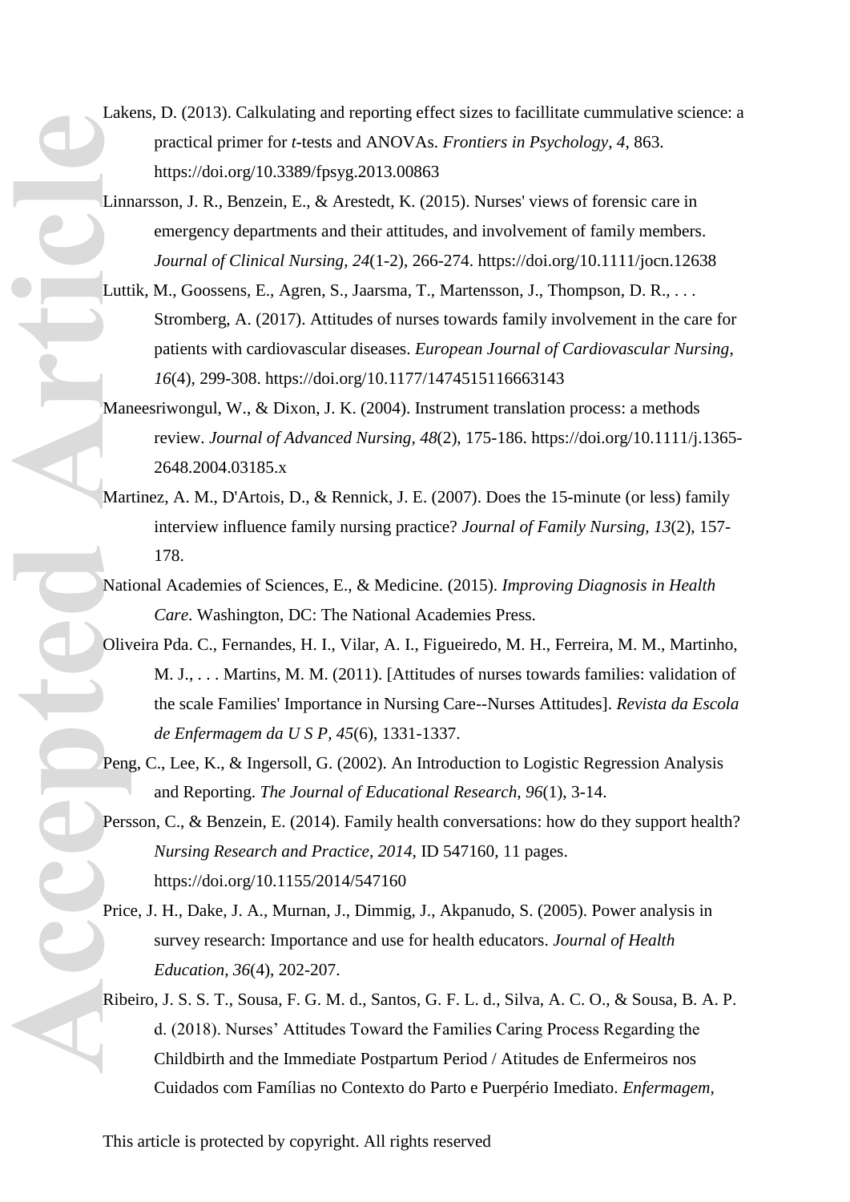Lakens, D. (2013). Calkulating and reporting effect sizes to facillitate cummulative science: a practical primer for *t*-tests and ANOVAs. *Frontiers in Psychology, 4*, 863. https://doi.org/10.3389/fpsyg.2013.00863

Linnarsson, J. R., Benzein, E., & Arestedt, K. (2015). Nurses' views of forensic care in emergency departments and their attitudes, and involvement of family members. *Journal of Clinical Nursing, 24*(1-2), 266-274. https://doi.org/10.1111/jocn.12638

Luttik, M., Goossens, E., Agren, S., Jaarsma, T., Martensson, J., Thompson, D. R., . . . Stromberg, A. (2017). Attitudes of nurses towards family involvement in the care for patients with cardiovascular diseases. *European Journal of Cardiovascular Nursing, 16*(4), 299-308. https://doi.org/10.1177/1474515116663143

Maneesriwongul, W., & Dixon, J. K. (2004). Instrument translation process: a methods review. *Journal of Advanced Nursing, 48*(2), 175-186. https://doi.org/10.1111/j.1365-2648.2004.03185.x

Martinez, A. M., D'Artois, D., & Rennick, J. E. (2007). Does the 15-minute (or less) family interview influence family nursing practice? *Journal of Family Nursing, 13*(2), 157-178.

National Academies of Sciences, E., & Medicine. (2015). *Improving Diagnosis in Health Care*. Washington, DC: The National Academies Press.

Oliveira Pda. C., Fernandes, H. I., Vilar, A. I., Figueiredo, M. H., Ferreira, M. M., Martinho, M. J., . . . Martins, M. M. (2011). [Attitudes of nurses towards families: validation of the scale Families' Importance in Nursing Care--Nurses Attitudes]. *Revista da Escola de Enfermagem da U S P, 45*(6), 1331-1337.

Peng, C., Lee, K., & Ingersoll, G. (2002). An Introduction to Logistic Regression Analysis and Reporting. *The Journal of Educational Research, 96*(1), 3-14.

Persson, C., & Benzein, E. (2014). Family health conversations: how do they support health? *Nursing Research and Practice, 2014*, ID 547160, 11 pages. https://doi.org/10.1155/2014/547160

Price, J. H., Dake, J. A., Murnan, J., Dimmig, J., Akpanudo, S. (2005). Power analysis in survey research: Importance and use for health educators. *Journal of Health Education, 36*(4), 202-207.

Ribeiro, J. S. S. T., Sousa, F. G. M. d., Santos, G. F. L. d., Silva, A. C. O., & Sousa, B. A. P. d. (2018). Nurses' Attitudes Toward the Families Caring Process Regarding the Childbirth and the Immediate Postpartum Period / Atitudes de Enfermeiros nos Cuidados com Famílias no Contexto do Parto e Puerpério Imediato. *Enfermagem,*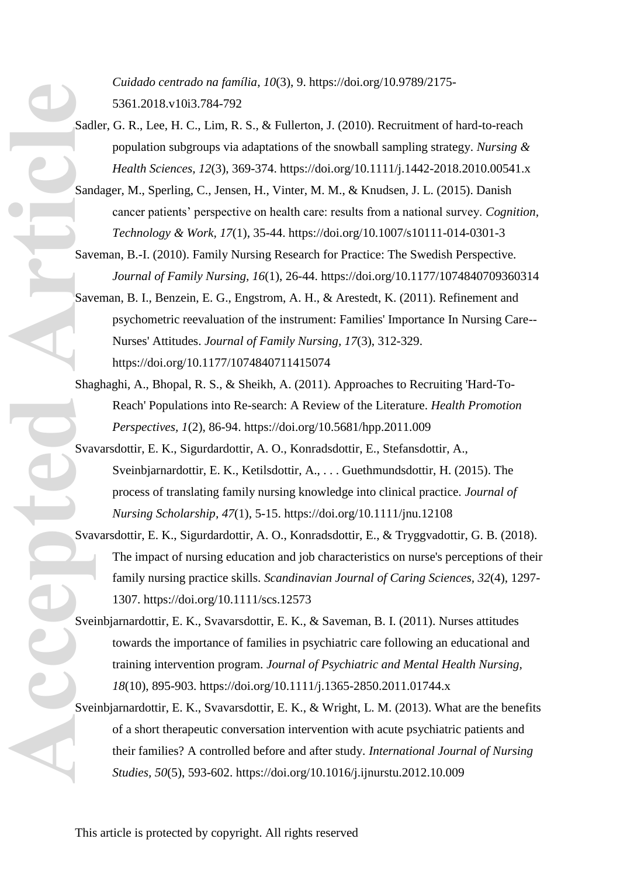*Cuidado centrado na família*, *10*(3), 9. https://doi.org/10.9789/2175-5361.2018.v10i3.784-792

Sadler, G. R., Lee, H. C., Lim, R. S., & Fullerton, J. (2010). Recruitment of hard-to-reach population subgroups via adaptations of the snowball sampling strategy. *Nursing & Health Sciences, 12*(3), 369-374. https://doi.org/10.1111/j.1442-2018.2010.00541.x

Sandager, M., Sperling, C., Jensen, H., Vinter, M. M., & Knudsen, J. L. (2015). Danish cancer patients' perspective on health care: results from a national survey. *Cognition, Technology & Work, 17*(1), 35-44. https://doi.org/10.1007/s10111-014-0301-3

Saveman, B.-I. (2010). Family Nursing Research for Practice: The Swedish Perspective. *Journal of Family Nursing, 16*(1), 26-44. https://doi.org/10.1177/1074840709360314

Saveman, B. I., Benzein, E. G., Engstrom, A. H., & Arestedt, K. (2011). Refinement and psychometric reevaluation of the instrument: Families' Importance In Nursing Care--Nurses' Attitudes. *Journal of Family Nursing, 17*(3), 312-329. https://doi.org/10.1177/1074840711415074

Shaghaghi, A., Bhopal, R. S., & Sheikh, A. (2011). Approaches to Recruiting 'Hard-To-Reach' Populations into Re-search: A Review of the Literature. *Health Promotion Perspectives, 1*(2), 86-94. https://doi.org/10.5681/hpp.2011.009

Svavarsdottir, E. K., Sigurdardottir, A. O., Konradsdottir, E., Stefansdottir, A., Sveinbjarnardottir, E. K., Ketilsdottir, A., . . . Guethmundsdottir, H. (2015). The process of translating family nursing knowledge into clinical practice. *Journal of Nursing Scholarship, 47*(1), 5-15. https://doi.org/10.1111/jnu.12108

Svavarsdottir, E. K., Sigurdardottir, A. O., Konradsdottir, E., & Tryggvadottir, G. B. (2018). The impact of nursing education and job characteristics on nurse's perceptions of their family nursing practice skills. *Scandinavian Journal of Caring Sciences, 32*(4), 1297-1307. https://doi.org/10.1111/scs.12573

Sveinbjarnardottir, E. K., Svavarsdottir, E. K., & Saveman, B. I. (2011). Nurses attitudes towards the importance of families in psychiatric care following an educational and training intervention program. *Journal of Psychiatric and Mental Health Nursing, 18*(10), 895-903. https://doi.org/10.1111/j.1365-2850.2011.01744.x

Sveinbjarnardottir, E. K., Svavarsdottir, E. K., & Wright, L. M. (2013). What are the benefits of a short therapeutic conversation intervention with acute psychiatric patients and their families? A controlled before and after study. *International Journal of Nursing Studies, 50*(5), 593-602. https://doi.org/10.1016/j.ijnurstu.2012.10.009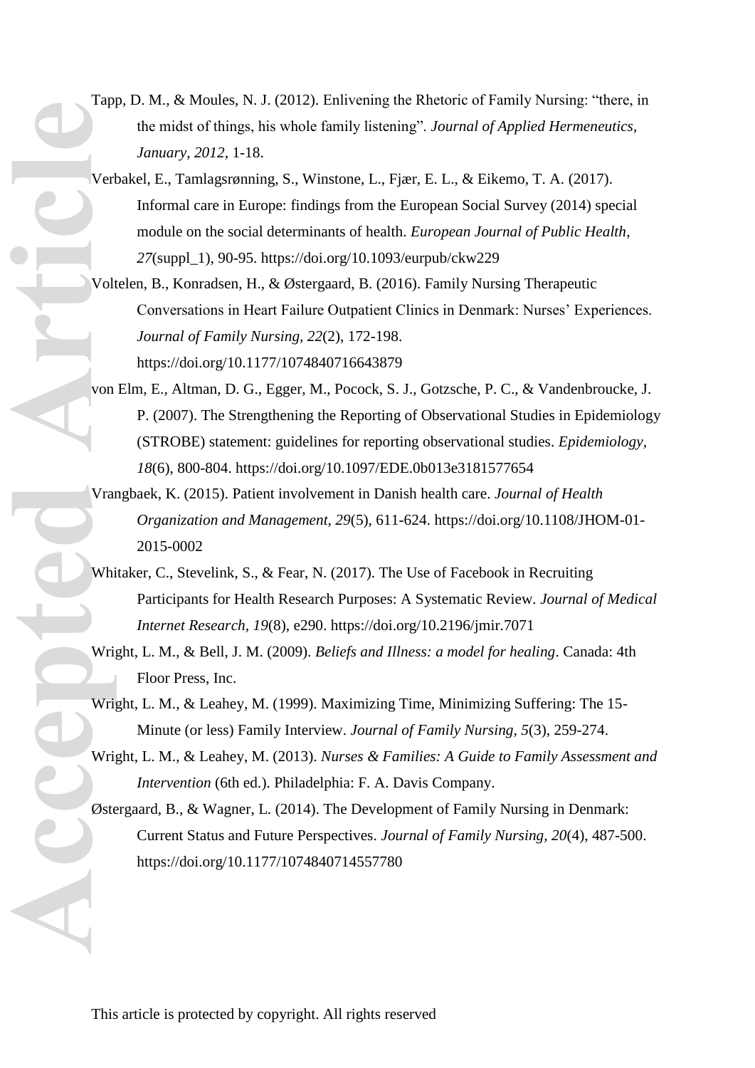Tapp, D. M., & Moules, N. J. (2012). Enlivening the Rhetoric of Family Nursing: “there, in the midst of things, his whole family listening”. *Journal of Applied Hermeneutics, January, 2012*, 1-18.

Verbakel, E., Tamlagsrønning, S., Winstone, L., Fjær, E. L., & Eikemo, T. A. (2017). Informal care in Europe: findings from the European Social Survey (2014) special module on the social determinants of health. *European Journal of Public Health, 27*(suppl_1), 90-95. https://doi.org/10.1093/eurpub/ckw229

Voltelen, B., Konradsen, H., & Østergaard, B. (2016). Family Nursing Therapeutic Conversations in Heart Failure Outpatient Clinics in Denmark: Nurses’ Experiences. *Journal of Family Nursing, 22*(2), 172-198. https://doi.org/10.1177/1074840716643879

von Elm, E., Altman, D. G., Egger, M., Pocock, S. J., Gotzsche, P. C., & Vandenbroucke, J. P. (2007). The Strengthening the Reporting of Observational Studies in Epidemiology (STROBE) statement: guidelines for reporting observational studies. *Epidemiology, 18*(6), 800-804. https://doi.org/10.1097/EDE.0b013e3181577654

Vrangbaek, K. (2015). Patient involvement in Danish health care. *Journal of Health Organization and Management, 29*(5), 611-624. https://doi.org/10.1108/JHOM-01-2015-0002

Whitaker, C., Stevelink, S., & Fear, N. (2017). The Use of Facebook in Recruiting Participants for Health Research Purposes: A Systematic Review. *Journal of Medical Internet Research, 19*(8), e290. https://doi.org/10.2196/jmir.7071

Wright, L. M., & Bell, J. M. (2009). *Beliefs and Illness: a model for healing*. Canada: 4th Floor Press, Inc.

Wright, L. M., & Leahey, M. (1999). Maximizing Time, Minimizing Suffering: The 15-Minute (or less) Family Interview. *Journal of Family Nursing, 5*(3), 259-274.

Wright, L. M., & Leahey, M. (2013). *Nurses & Families: A Guide to Family Assessment and Intervention* (6th ed.). Philadelphia: F. A. Davis Company.

Østergaard, B., & Wagner, L. (2014). The Development of Family Nursing in Denmark: Current Status and Future Perspectives. *Journal of Family Nursing, 20*(4), 487-500. https://doi.org/10.1177/1074840714557780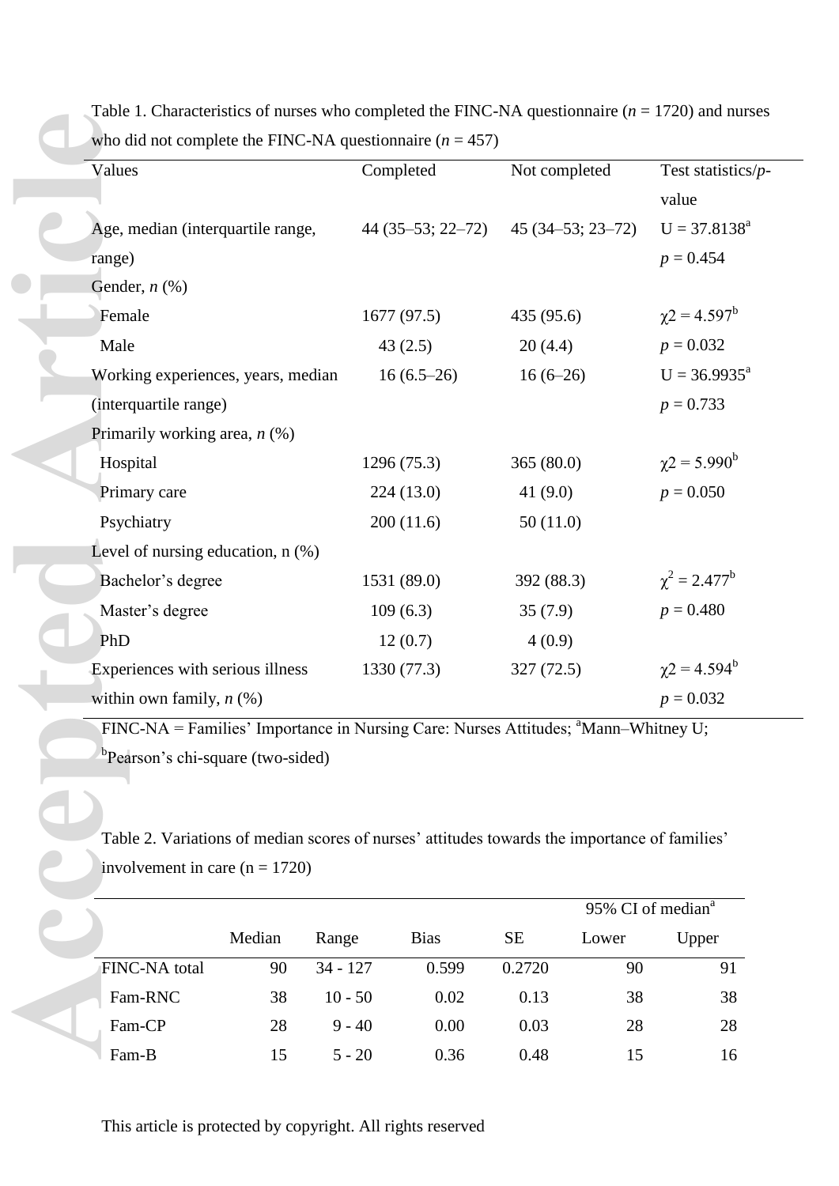Table 1. Characteristics of nurses who completed the FINC-NA questionnaire ($n$ = 1720) and nurses who did not complete the FINC-NA questionnaire ($n$ = 457)

| Values | Completed | Not completed | Test statistics/$p$-value |
|---|---|---|---|
| Age, median (interquartile range, range) | 44 (35–53; 22–72) | 45 (34–53; 23–72) | U = 37.8138[a] $p$ = 0.454 |
| Gender, $n$ (%) | | | |
| Female | 1677 (97.5) | 435 (95.6) | $\chi 2$ = 4.597[b] |
| Male | 43 (2.5) | 20 (4.4) | $p$ = 0.032 |
| Working experiences, years, median (interquartile range) | 16 (6.5–26) | 16 (6–26) | U = 36.9935[a] $p$ = 0.733 |
| Primarily working area, $n$ (%) | | | |
| Hospital | 1296 (75.3) | 365 (80.0) | $\chi 2$ = 5.990[b] |
| Primary care | 224 (13.0) | 41 (9.0) | $p$ = 0.050 |
| Psychiatry | 200 (11.6) | 50 (11.0) | |
| Level of nursing education, n (%) | | | |
| Bachelor's degree | 1531 (89.0) | 392 (88.3) | $\chi^2$ = 2.477[b] |
| Master's degree | 109 (6.3) | 35 (7.9) | $p$ = 0.480 |
| PhD | 12 (0.7) | 4 (0.9) | |
| Experiences with serious illness within own family, $n$ (%) | 1330 (77.3) | 327 (72.5) | $\chi 2$ = 4.594[b] $p$ = 0.032 |

FINC-NA = Families' Importance in Nursing Care: Nurses Attitudes; [a]Mann–Whitney U; [b]Pearson's chi-square (two-sided)

Table 2. Variations of median scores of nurses' attitudes towards the importance of families' involvement in care (n = 1720)

| | Median | Range | Bias | SE | 95% CI of median[a] Lower | Upper |
|---|---|---|---|---|---|---|
| FINC-NA total | 90 | 34 - 127 | 0.599 | 0.2720 | 90 | 91 |
| Fam-RNC | 38 | 10 - 50 | 0.02 | 0.13 | 38 | 38 |
| Fam-CP | 28 | 9 - 40 | 0.00 | 0.03 | 28 | 28 |
| Fam-B | 15 | 5 - 20 | 0.36 | 0.48 | 15 | 16 |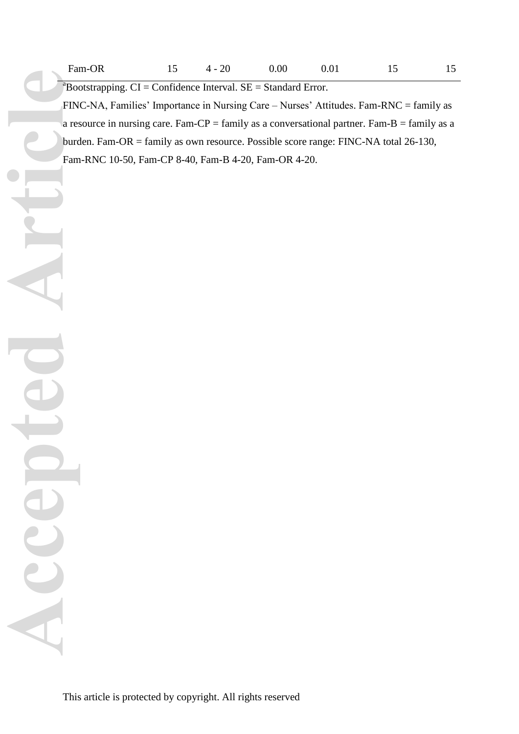| Fam-OR | 15 | 4 - 20 | 0.00 | 0.01 | 15 | 15 |
|---|---|---|---|---|---|---|

[a]Bootstrapping. CI = Confidence Interval. SE = Standard Error.

FINC-NA, Families' Importance in Nursing Care – Nurses' Attitudes. Fam-RNC = family as a resource in nursing care. Fam-CP = family as a conversational partner. Fam-B = family as a burden. Fam-OR = family as own resource. Possible score range: FINC-NA total 26-130, Fam-RNC 10-50, Fam-CP 8-40, Fam-B 4-20, Fam-OR 4-20.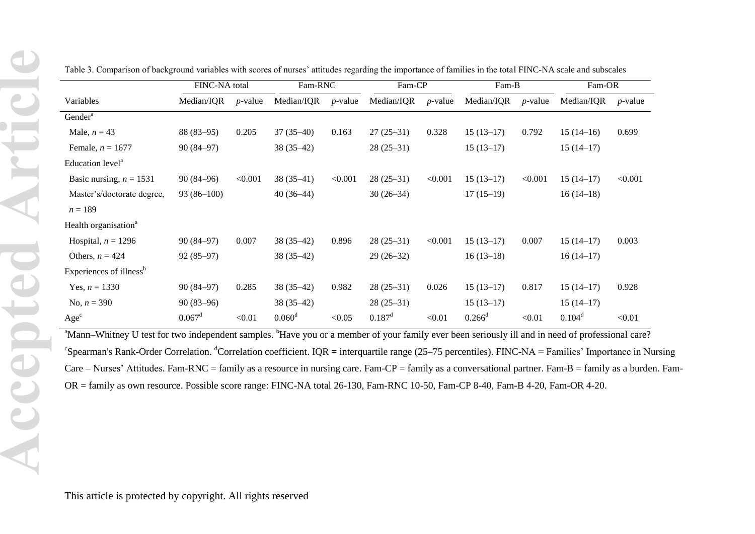Table 3. Comparison of background variables with scores of nurses' attitudes regarding the importance of families in the total FINC-NA scale and subscales

| | FINC-NA total | | Fam-RNC | | Fam-CP | | Fam-B | | Fam-OR | |
|---|---|---|---|---|---|---|---|---|---|---|
| Variables | Median/IQR | *p*-value | Median/IQR | *p*-value | Median/IQR | *p*-value | Median/IQR | *p*-value | Median/IQR | *p*-value |
| Gender[a] | | | | | | | | | | |
| Male, *n* = 43 | 88 (83–95) | 0.205 | 37 (35–40) | 0.163 | 27 (25–31) | 0.328 | 15 (13–17) | 0.792 | 15 (14–16) | 0.699 |
| Female, *n* = 1677 | 90 (84–97) | | 38 (35–42) | | 28 (25–31) | | 15 (13–17) | | 15 (14–17) | |
| Education level[a] | | | | | | | | | | |
| Basic nursing, *n* = 1531 | 90 (84–96) | <0.001 | 38 (35–41) | <0.001 | 28 (25–31) | <0.001 | 15 (13–17) | <0.001 | 15 (14–17) | <0.001 |
| Master's/doctorate degree, *n* = 189 | 93 (86–100) | | 40 (36–44) | | 30 (26–34) | | 17 (15–19) | | 16 (14–18) | |
| Health organisation[a] | | | | | | | | | | |
| Hospital, *n* = 1296 | 90 (84–97) | 0.007 | 38 (35–42) | 0.896 | 28 (25–31) | <0.001 | 15 (13–17) | 0.007 | 15 (14–17) | 0.003 |
| Others, *n* = 424 | 92 (85–97) | | 38 (35–42) | | 29 (26–32) | | 16 (13–18) | | 16 (14–17) | |
| Experiences of illness[b] | | | | | | | | | | |
| Yes, *n* = 1330 | 90 (84–97) | 0.285 | 38 (35–42) | 0.982 | 28 (25–31) | 0.026 | 15 (13–17) | 0.817 | 15 (14–17) | 0.928 |
| No, *n* = 390 | 90 (83–96) | | 38 (35–42) | | 28 (25–31) | | 15 (13–17) | | 15 (14–17) | |
| Age[c] | 0.067[d] | <0.01 | 0.060[d] | <0.05 | 0.187[d] | <0.01 | 0.266[d] | <0.01 | 0.104[d] | <0.01 |

[a]Mann–Whitney U test for two independent samples. [b]Have you or a member of your family ever been seriously ill and in need of professional care? [c]Spearman's Rank-Order Correlation. [d]Correlation coefficient. IQR = interquartile range (25–75 percentiles). FINC-NA = Families' Importance in Nursing Care – Nurses' Attitudes. Fam-RNC = family as a resource in nursing care. Fam-CP = family as a conversational partner. Fam-B = family as a burden. Fam-OR = family as own resource. Possible score range: FINC-NA total 26-130, Fam-RNC 10-50, Fam-CP 8-40, Fam-B 4-20, Fam-OR 4-20.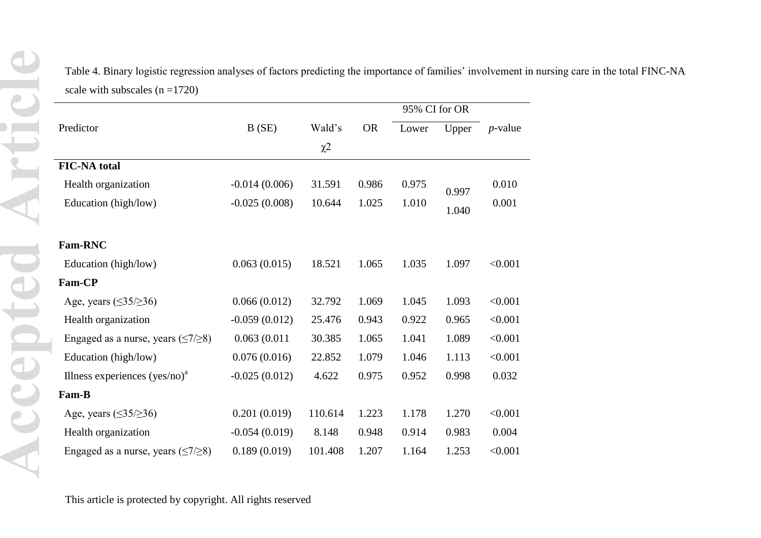Table 4. Binary logistic regression analyses of factors predicting the importance of families' involvement in nursing care in the total FINC-NA scale with subscales (n =1720)

| Predictor | B (SE) | Wald's χ2 | OR | 95% CI for OR Lower | 95% CI for OR Upper | *p*-value |
|---|---|---|---|---|---|---|
| **FIC-NA total** | | | | | | |
| Health organization | -0.014 (0.006) | 31.591 | 0.986 | 0.975 | 0.997 | 0.010 |
| Education (high/low) | -0.025 (0.008) | 10.644 | 1.025 | 1.010 | 1.040 | 0.001 |
| **Fam-RNC** | | | | | | |
| Education (high/low) | 0.063 (0.015) | 18.521 | 1.065 | 1.035 | 1.097 | <0.001 |
| **Fam-CP** | | | | | | |
| Age, years (≤35/≥36) | 0.066 (0.012) | 32.792 | 1.069 | 1.045 | 1.093 | <0.001 |
| Health organization | -0.059 (0.012) | 25.476 | 0.943 | 0.922 | 0.965 | <0.001 |
| Engaged as a nurse, years (≤7/≥8) | 0.063 (0.011 | 30.385 | 1.065 | 1.041 | 1.089 | <0.001 |
| Education (high/low) | 0.076 (0.016) | 22.852 | 1.079 | 1.046 | 1.113 | <0.001 |
| Illness experiences (yes/no)[a] | -0.025 (0.012) | 4.622 | 0.975 | 0.952 | 0.998 | 0.032 |
| **Fam-B** | | | | | | |
| Age, years (≤35/≥36) | 0.201 (0.019) | 110.614 | 1.223 | 1.178 | 1.270 | <0.001 |
| Health organization | -0.054 (0.019) | 8.148 | 0.948 | 0.914 | 0.983 | 0.004 |
| Engaged as a nurse, years (≤7/≥8) | 0.189 (0.019) | 101.408 | 1.207 | 1.164 | 1.253 | <0.001 |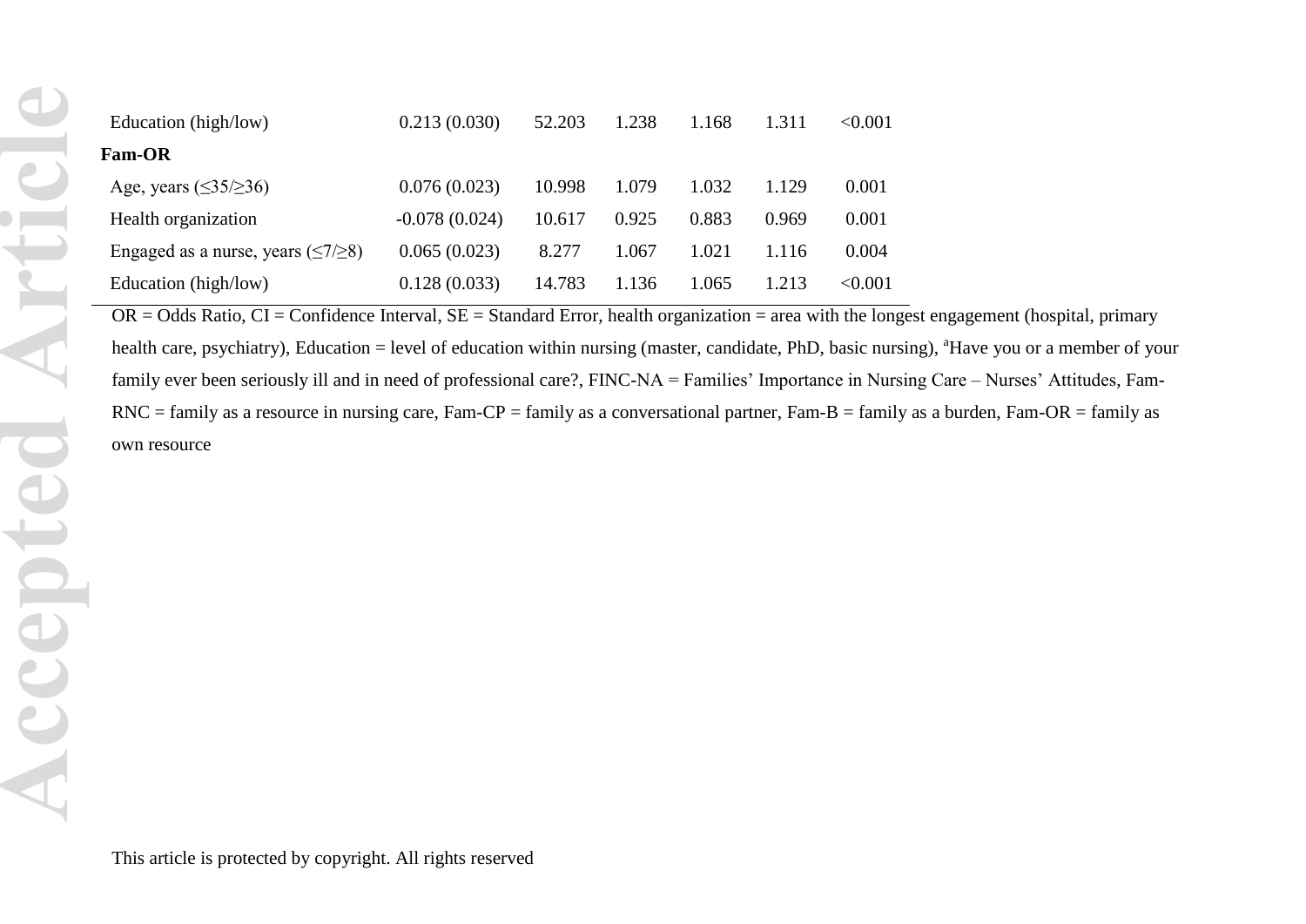| | | | | | | |
|---|---|---|---|---|---|---|
| Education (high/low) | 0.213 (0.030) | 52.203 | 1.238 | 1.168 | 1.311 | <0.001 |
| **Fam-OR** | | | | | | |
| Age, years (≤35/≥36) | 0.076 (0.023) | 10.998 | 1.079 | 1.032 | 1.129 | 0.001 |
| Health organization | -0.078 (0.024) | 10.617 | 0.925 | 0.883 | 0.969 | 0.001 |
| Engaged as a nurse, years (≤7/≥8) | 0.065 (0.023) | 8.277 | 1.067 | 1.021 | 1.116 | 0.004 |
| Education (high/low) | 0.128 (0.033) | 14.783 | 1.136 | 1.065 | 1.213 | <0.001 |

OR = Odds Ratio, CI = Confidence Interval, SE = Standard Error, health organization = area with the longest engagement (hospital, primary health care, psychiatry), Education = level of education within nursing (master, candidate, PhD, basic nursing), [a]Have you or a member of your family ever been seriously ill and in need of professional care?, FINC-NA = Families' Importance in Nursing Care – Nurses' Attitudes, Fam-RNC = family as a resource in nursing care, Fam-CP = family as a conversational partner, Fam-B = family as a burden, Fam-OR = family as own resource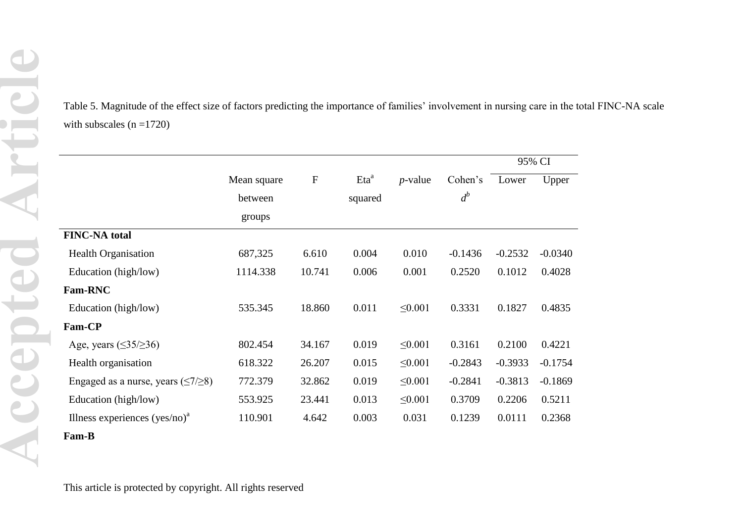Table 5. Magnitude of the effect size of factors predicting the importance of families' involvement in nursing care in the total FINC-NA scale with subscales (n =1720)

| | Mean square between groups | F | Eta[a] squared | *p*-value | Cohen's $d^b$ | 95% CI | |
|---|---|---|---|---|---|---|---|
| | | | | | | Lower | Upper |
| **FINC-NA total** | | | | | | | |
| Health Organisation | 687,325 | 6.610 | 0.004 | 0.010 | -0.1436 | -0.2532 | -0.0340 |
| Education (high/low) | 1114.338 | 10.741 | 0.006 | 0.001 | 0.2520 | 0.1012 | 0.4028 |
| **Fam-RNC** | | | | | | | |
| Education (high/low) | 535.345 | 18.860 | 0.011 | ≤0.001 | 0.3331 | 0.1827 | 0.4835 |
| **Fam-CP** | | | | | | | |
| Age, years (≤35/≥36) | 802.454 | 34.167 | 0.019 | ≤0.001 | 0.3161 | 0.2100 | 0.4221 |
| Health organisation | 618.322 | 26.207 | 0.015 | ≤0.001 | -0.2843 | -0.3933 | -0.1754 |
| Engaged as a nurse, years (≤7/≥8) | 772.379 | 32.862 | 0.019 | ≤0.001 | -0.2841 | -0.3813 | -0.1869 |
| Education (high/low) | 553.925 | 23.441 | 0.013 | ≤0.001 | 0.3709 | 0.2206 | 0.5211 |
| Illness experiences (yes/no)[a] | 110.901 | 4.642 | 0.003 | 0.031 | 0.1239 | 0.0111 | 0.2368 |
| **Fam-B** | | | | | | | |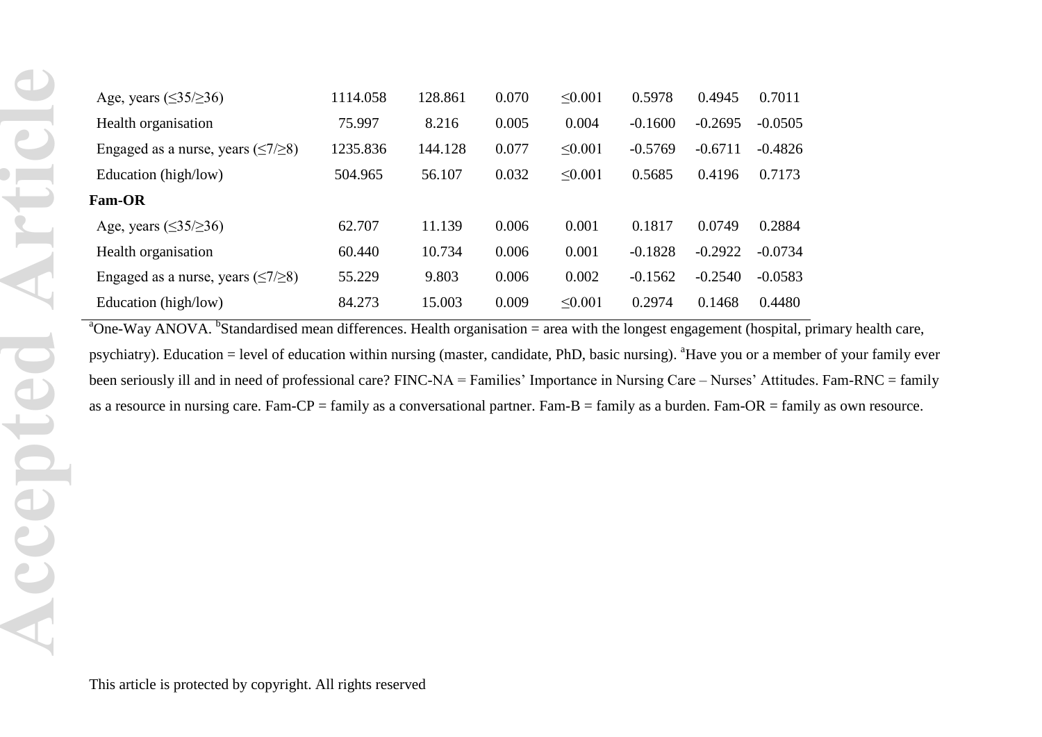| | | | | | | | |
|---|---|---|---|---|---|---|---|
| Age, years (≤35/≥36) | 1114.058 | 128.861 | 0.070 | ≤0.001 | 0.5978 | 0.4945 | 0.7011 |
| Health organisation | 75.997 | 8.216 | 0.005 | 0.004 | -0.1600 | -0.2695 | -0.0505 |
| Engaged as a nurse, years (≤7/≥8) | 1235.836 | 144.128 | 0.077 | ≤0.001 | -0.5769 | -0.6711 | -0.4826 |
| Education (high/low) | 504.965 | 56.107 | 0.032 | ≤0.001 | 0.5685 | 0.4196 | 0.7173 |
| **Fam-OR** | | | | | | | |
| Age, years (≤35/≥36) | 62.707 | 11.139 | 0.006 | 0.001 | 0.1817 | 0.0749 | 0.2884 |
| Health organisation | 60.440 | 10.734 | 0.006 | 0.001 | -0.1828 | -0.2922 | -0.0734 |
| Engaged as a nurse, years (≤7/≥8) | 55.229 | 9.803 | 0.006 | 0.002 | -0.1562 | -0.2540 | -0.0583 |
| Education (high/low) | 84.273 | 15.003 | 0.009 | ≤0.001 | 0.2974 | 0.1468 | 0.4480 |

[a]One-Way ANOVA. [b]Standardised mean differences. Health organisation = area with the longest engagement (hospital, primary health care, psychiatry). Education = level of education within nursing (master, candidate, PhD, basic nursing). [a]Have you or a member of your family ever been seriously ill and in need of professional care? FINC-NA = Families' Importance in Nursing Care – Nurses' Attitudes. Fam-RNC = family as a resource in nursing care. Fam-CP = family as a conversational partner. Fam-B = family as a burden. Fam-OR = family as own resource.